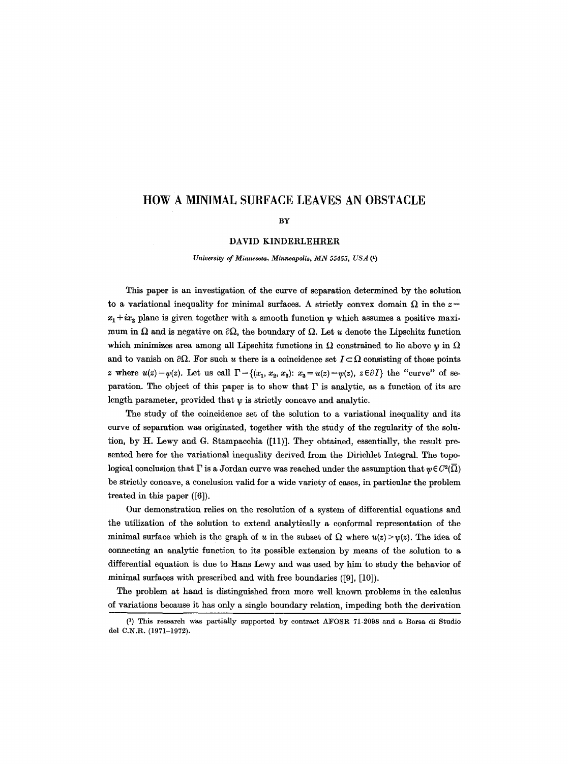# HOW A MINIMAL SURFACE LEAVES AN OBSTACLE

BY

DAVID KINDERLEHRER

*University of Minnesota, Minneapolis, MN 55455, USA* (1)

This paper is an investigation of the curve of separation determined by the solution to a variational inequality for minimal surfaces. A strictly convex domain $\Omega$ in the $z = x_1 + ix_2$ plane is given together with a smooth function $\psi$ which assumes a positive maximum in $\Omega$ and is negative on $\partial\Omega$, the boundary of $\Omega$. Let $u$ denote the Lipschitz function which minimizes area among all Lipschitz functions in $\Omega$ constrained to lie above $\psi$ in $\Omega$ and to vanish on $\partial\Omega$. For such $u$ there is a coincidence set $I \subset \Omega$ consisting of those points $z$ where $u(z) = \psi(z)$. Let us call $\Gamma = \{(x_1, x_2, x_3): x_3 = u(z) = \psi(z),\ z \in \partial I\}$ the "curve" of separation. The object of this paper is to show that $\Gamma$ is analytic, as a function of its arc length parameter, provided that $\psi$ is strictly concave and analytic.

The study of the coincidence set of the solution to a variational inequality and its curve of separation was originated, together with the study of the regularity of the solution, by H. Lewy and G. Stampacchia ([11]). They obtained, essentially, the result presented here for the variational inequality derived from the Dirichlet Integral. The topological conclusion that $\Gamma$ is a Jordan curve was reached under the assumption that $\psi \in C^2(\bar{\Omega})$ be strictly concave, a conclusion valid for a wide variety of cases, in particular the problem treated in this paper ([6]).

Our demonstration relies on the resolution of a system of differential equations and the utilization of the solution to extend analytically a conformal representation of the minimal surface which is the graph of $u$ in the subset of $\Omega$ where $u(z) > \psi(z)$. The idea of connecting an analytic function to its possible extension by means of the solution to a differential equation is due to Hans Lewy and was used by him to study the behavior of minimal surfaces with prescribed and with free boundaries ([9], [10]).

The problem at hand is distinguished from more well known problems in the calculus of variations because it has only a single boundary relation, impeding both the derivation

(1) This research was partially supported by contract AFOSR 71-2098 and a Borsa di Studio del C.N.R. (1971–1972).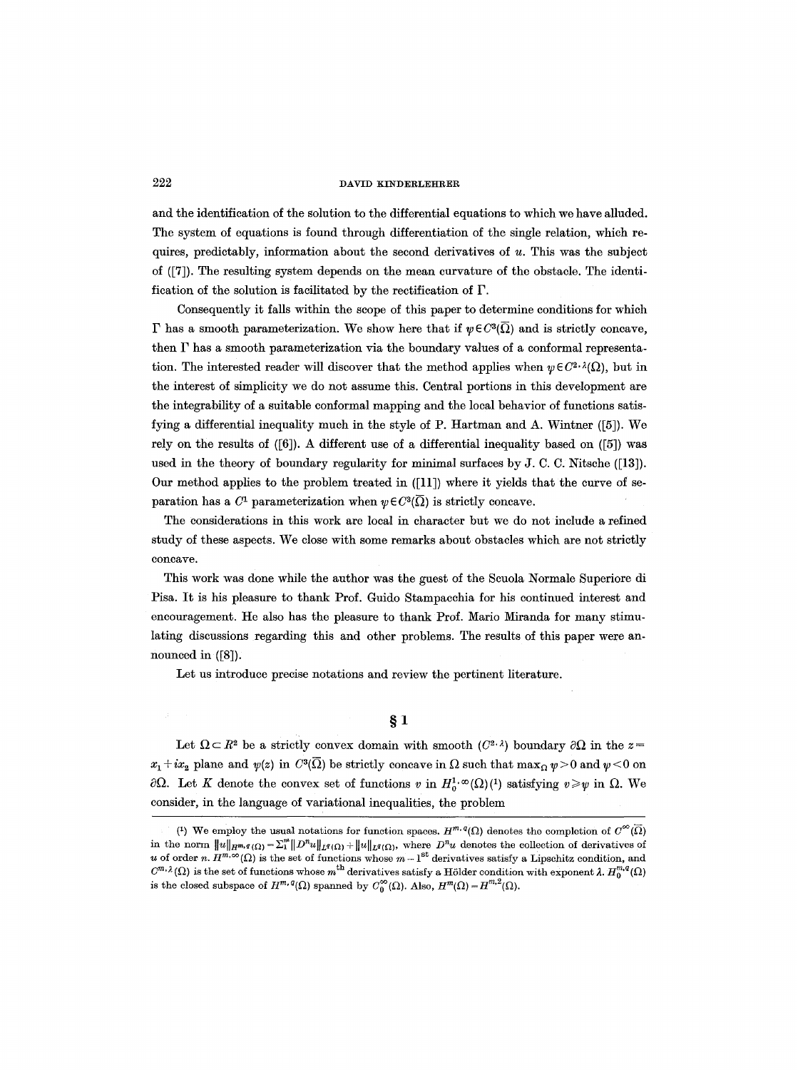and the identification of the solution to the differential equations to which we have alluded. The system of equations is found through differentiation of the single relation, which requires, predictably, information about the second derivatives of $u$. This was the subject of ([7]). The resulting system depends on the mean curvature of the obstacle. The identification of the solution is facilitated by the rectification of $\Gamma$.

Consequently it falls within the scope of this paper to determine conditions for which $\Gamma$ has a smooth parameterization. We show here that if $\psi \in C^3(\bar{\Omega})$ and is strictly concave, then $\Gamma$ has a smooth parameterization via the boundary values of a conformal representation. The interested reader will discover that the method applies when $\psi \in C^{2,\lambda}(\Omega)$, but in the interest of simplicity we do not assume this. Central portions in this development are the integrability of a suitable conformal mapping and the local behavior of functions satisfying a differential inequality much in the style of P. Hartman and A. Wintner ([5]). We rely on the results of ([6]). A different use of a differential inequality based on ([5]) was used in the theory of boundary regularity for minimal surfaces by J. C. C. Nitsche ([13]). Our method applies to the problem treated in ([11]) where it yields that the curve of separation has a $C^1$ parameterization when $\psi \in C^3(\bar{\Omega})$ is strictly concave.

The considerations in this work are local in character but we do not include a refined study of these aspects. We close with some remarks about obstacles which are not strictly concave.

This work was done while the author was the guest of the Scuola Normale Superiore di Pisa. It is his pleasure to thank Prof. Guido Stampacchia for his continued interest and encouragement. He also has the pleasure to thank Prof. Mario Miranda for many stimulating discussions regarding this and other problems. The results of this paper were announced in ([8]).

Let us introduce precise notations and review the pertinent literature.

## § 1

Let $\Omega \subset R^2$ be a strictly convex domain with smooth ($C^{2,\lambda}$) boundary $\partial\Omega$ in the $z = x_1 + ix_2$ plane and $\psi(z)$ in $C^3(\bar{\Omega})$ be strictly concave in $\Omega$ such that $\max_\Omega \psi > 0$ and $\psi < 0$ on $\partial\Omega$. Let $K$ denote the convex set of functions $v$ in $H_0^{1,\infty}(\Omega)$(1) satisfying $v \geq \psi$ in $\Omega$. We consider, in the language of variational inequalities, the problem

(1) We employ the usual notations for function spaces. $H^{m,q}(\Omega)$ denotes the completion of $C^\infty(\bar{\Omega})$ in the norm $\|u\|_{H^{m,q}(\Omega)} = \sum_1^m \|D^n u\|_{L^q(\Omega)} + \|u\|_{L^q(\Omega)}$, where $D^n u$ denotes the collection of derivatives of $u$ of order $n$. $H^{m,\infty}(\Omega)$ is the set of functions whose $m-1^{\text{st}}$ derivatives satisfy a Lipschitz condition, and $C^{m,\lambda}(\Omega)$ is the set of functions whose $m^{\text{th}}$ derivatives satisfy a Hölder condition with exponent $\lambda$. $H_0^{m,q}(\Omega)$ is the closed subspace of $H^{m,q}(\Omega)$ spanned by $C_0^\infty(\Omega)$. Also, $H^m(\Omega) = H^{m,2}(\Omega)$.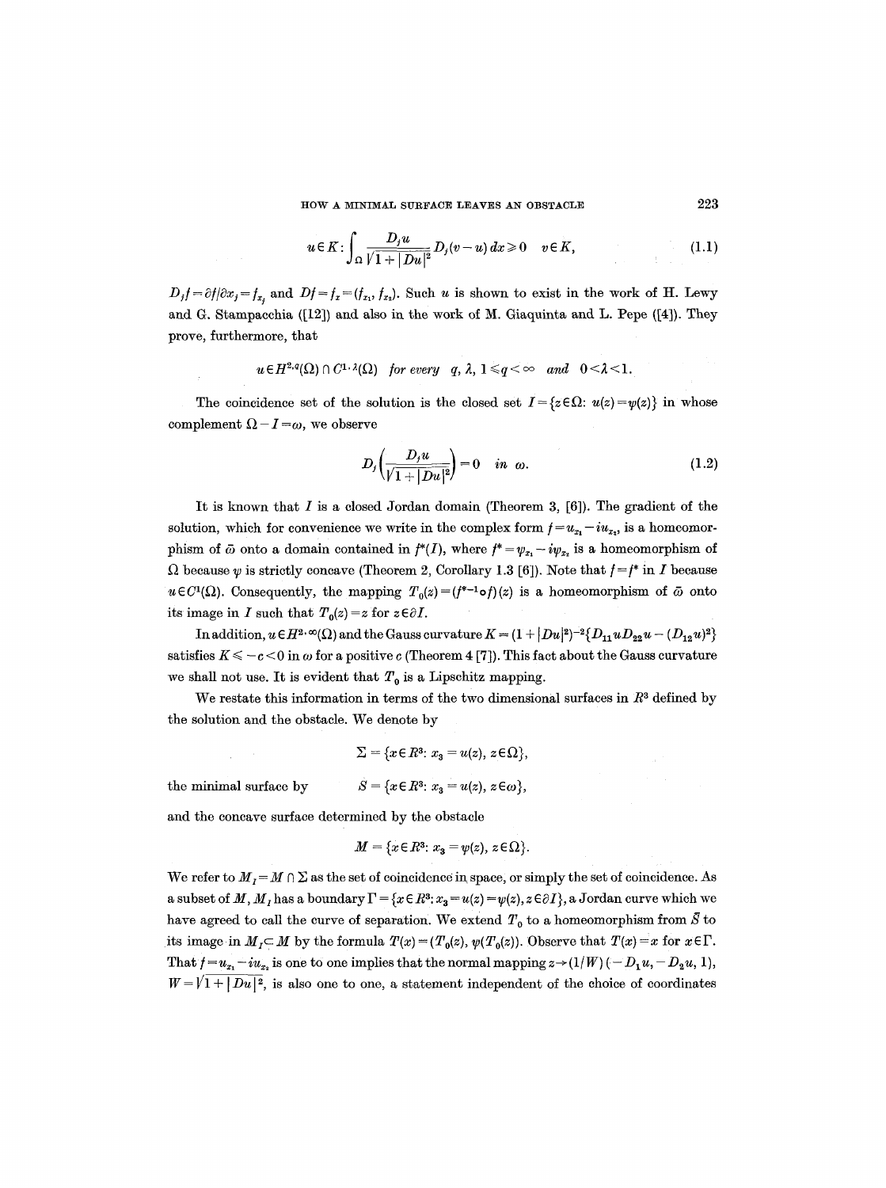$$u \in K: \int_\Omega \frac{D_j u}{\sqrt{1+|Du|^2}} D_j(v-u)\,dx \geq 0 \quad v \in K, \tag{1.1}$$

$D_j f = \partial f/\partial x_j = f_{x_j}$ and $Df = f_x = (f_{x_1}, f_{x_2})$. Such $u$ is shown to exist in the work of H. Lewy and G. Stampacchia ([12]) and also in the work of M. Giaquinta and L. Pepe ([4]). They prove, furthermore, that

$$u \in H^{2,q}(\Omega) \cap C^{1,\lambda}(\Omega) \quad \textit{for every} \quad q, \lambda, \; 1 \leq q < \infty \quad \textit{and} \quad 0 < \lambda < 1.$$

The coincidence set of the solution is the closed set $I = \{z \in \Omega: u(z) = \psi(z)\}$ in whose complement $\Omega - I = \omega$, we observe

$$D_j\left(\frac{D_j u}{\sqrt{1+|Du|^2}}\right) = 0 \quad \textit{in} \;\; \omega. \tag{1.2}$$

It is known that $I$ is a closed Jordan domain (Theorem 3, [6]). The gradient of the solution, which for convenience we write in the complex form $f = u_{x_1} - iu_{x_2}$, is a homeomorphism of $\bar{\omega}$ onto a domain contained in $f^*(I)$, where $f^* = \psi_{x_1} - i\psi_{x_2}$ is a homeomorphism of $\Omega$ because $\psi$ is strictly concave (Theorem 2, Corollary 1.3 [6]). Note that $f = f^*$ in $I$ because $u \in C^1(\Omega)$. Consequently, the mapping $T_0(z) = (f^{*-1} \circ f)(z)$ is a homeomorphism of $\bar{\omega}$ onto its image in $I$ such that $T_0(z) = z$ for $z \in \partial I$.

In addition, $u \in H^{2,\infty}(\Omega)$ and the Gauss curvature $K = (1+|Du|^2)^{-2}\{D_{11}uD_{22}u - (D_{12}u)^2\}$ satisfies $K \leq -c < 0$ in $\omega$ for a positive $c$ (Theorem 4 [7]). This fact about the Gauss curvature we shall not use. It is evident that $T_0$ is a Lipschitz mapping.

We restate this information in terms of the two dimensional surfaces in $R^3$ defined by the solution and the obstacle. We denote by

$$\Sigma = \{x \in R^3: x_3 = u(z), \, z \in \Omega\},$$

the minimal surface by $\qquad S = \{x \in R^3: x_3 = u(z), \, z \in \omega\},$

and the concave surface determined by the obstacle

$$M = \{x \in R^3: x_3 = \psi(z), \, z \in \Omega\}.$$

We refer to $M_I = M \cap \Sigma$ as the set of coincidence in space, or simply the set of coincidence. As a subset of $M$, $M_I$ has a boundary $\Gamma = \{x \in R^3: x_3 = u(z) = \psi(z), z \in \partial I\}$, a Jordan curve which we have agreed to call the curve of separation. We extend $T_0$ to a homeomorphism from $\bar{S}$ to its image in $M_I \subset M$ by the formula $T(x) = (T_0(z), \psi(T_0(z)))$. Observe that $T(x) = x$ for $x \in \Gamma$. That $f = u_{x_1} - iu_{x_2}$ is one to one implies that the normal mapping $z \to (1/W)(-D_1u, -D_2u, 1)$, $W = \sqrt{1+|Du|^2}$, is also one to one, a statement independent of the choice of coordinates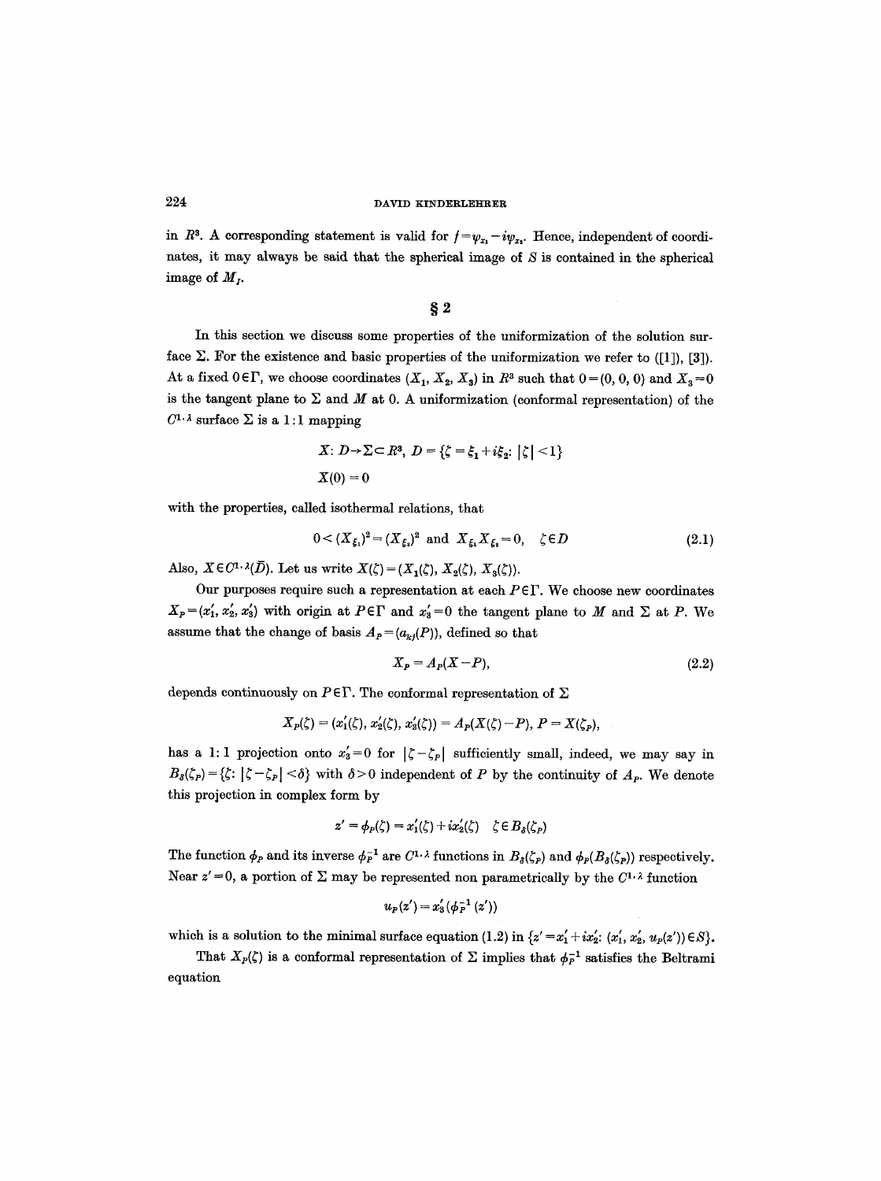in $R^3$. A corresponding statement is valid for $f = \varphi_{x_1} - i\varphi_{x_2}$. Hence, independent of coordinates, it may always be said that the spherical image of $S$ is contained in the spherical image of $M_f$.

## § 2

In this section we discuss some properties of the uniformization of the solution surface $\Sigma$. For the existence and basic properties of the uniformization we refer to ([1]), [3]). At a fixed $0 \in \Gamma$, we choose coordinates $(X_1, X_2, X_3)$ in $R^3$ such that $0 = (0, 0, 0)$ and $X_3 = 0$ is the tangent plane to $\Sigma$ and $M$ at 0. A uniformization (conformal representation) of the $C^{1,\lambda}$ surface $\Sigma$ is a $1:1$ mapping

$$X: D \to \Sigma \subset R^3, \; D = \{\zeta = \xi_1 + i\xi_2 : |\zeta| < 1\}$$
$$X(0) = 0$$

with the properties, called isothermal relations, that

$$0 < (X_{\xi_1})^2 = (X_{\xi_2})^2 \text{ and } X_{\xi_1} X_{\xi_2} = 0, \quad \zeta \in D \tag{2.1}$$

Also, $X \in C^{1,\lambda}(\bar{D})$. Let us write $X(\zeta) = (X_1(\zeta), X_2(\zeta), X_3(\zeta))$.

Our purposes require such a representation at each $P \in \Gamma$. We choose new coordinates $X_P = (x_1', x_2', x_3')$ with origin at $P \in \Gamma$ and $x_3' = 0$ the tangent plane to $M$ and $\Sigma$ at $P$. We assume that the change of basis $A_P = (a_{kj}(P))$, defined so that

$$X_P = A_P(X - P), \tag{2.2}$$

depends continuously on $P \in \Gamma$. The conformal representation of $\Sigma$

$$X_P(\zeta) = (x_1'(\zeta), x_2'(\zeta), x_3'(\zeta)) = A_P(X(\zeta) - P), \; P = X(\zeta_P),$$

has a $1:1$ projection onto $x_3' = 0$ for $|\zeta - \zeta_P|$ sufficiently small, indeed, we may say in $B_\delta(\zeta_P) = \{\zeta : |\zeta - \zeta_P| < \delta\}$ with $\delta > 0$ independent of $P$ by the continuity of $A_P$. We denote this projection in complex form by

$$z' = \phi_P(\zeta) = x_1'(\zeta) + i x_2'(\zeta) \quad \zeta \in B_\delta(\zeta_P)$$

The function $\phi_P$ and its inverse $\phi_P^{-1}$ are $C^{1,\lambda}$ functions in $B_\delta(\zeta_P)$ and $\phi_P(B_\delta(\zeta_P))$ respectively. Near $z' = 0$, a portion of $\Sigma$ may be represented non parametrically by the $C^{1,\lambda}$ function

$$u_P(z') = x_3'(\phi_P^{-1}(z'))$$

which is a solution to the minimal surface equation (1.2) in $\{z' = x_1' + i x_2' : (x_1', x_2', u_P(z')) \in S\}$.

That $X_P(\zeta)$ is a conformal representation of $\Sigma$ implies that $\phi_P^{-1}$ satisfies the Beltrami equation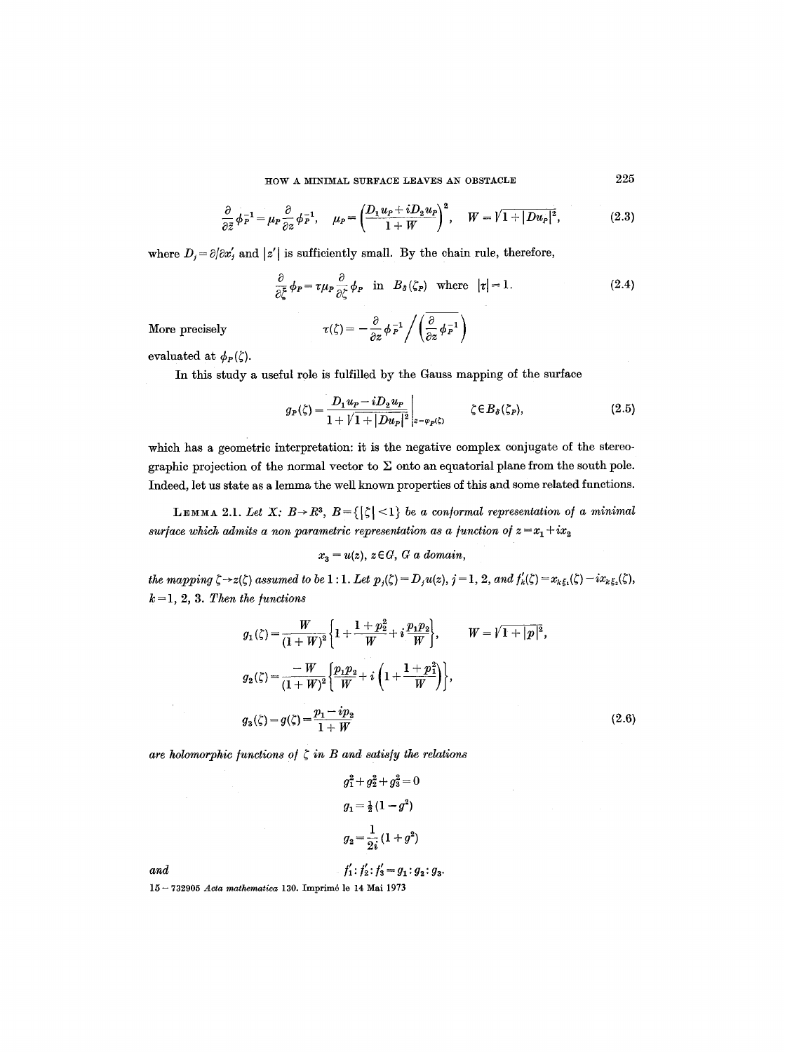$$\frac{\partial}{\partial \bar{z}} \phi_P^{-1} = \mu_P \frac{\partial}{\partial z} \phi_P^{-1}, \quad \mu_P = \left( \frac{D_1 u_P + i D_2 u_P}{1+W} \right)^2, \quad W = \sqrt{1+|Du_P|^2}, \tag{2.3}$$

where $D_j = \partial / \partial x_j'$ and $|z'|$ is sufficiently small. By the chain rule, therefore,

$$\frac{\partial}{\partial \bar{\zeta}} \phi_P = \tau \mu_P \frac{\partial}{\partial \zeta} \phi_P \quad \text{in } B_\delta(\zeta_P) \text{ where } |\tau| = 1. \tag{2.4}$$

More precisely

$$\tau(\zeta) = -\frac{\partial}{\partial z} \phi_P^{-1} \Big/ \left( \overline{\frac{\partial}{\partial z} \phi_P^{-1}} \right)$$

evaluated at $\phi_P(\zeta)$.

In this study a useful role is fulfilled by the Gauss mapping of the surface

$$g_P(\zeta) = \left. \frac{D_1 u_P - i D_2 u_P}{1 + \sqrt{1+|Du_P|^2}} \right|_{z=\varphi_P(\zeta)} \qquad \zeta \in B_\delta(\zeta_P), \tag{2.5}$$

which has a geometric interpretation: it is the negative complex conjugate of the stereographic projection of the normal vector to $\Sigma$ onto an equatorial plane from the south pole. Indeed, let us state as a lemma the well known properties of this and some related functions.

**Lemma 2.1.** *Let $X: B \to R^3$, $B = \{|\zeta| < 1\}$ be a conformal representation of a minimal surface which admits a non parametric representation as a function of $z = x_1 + ix_2$*

$$x_3 = u(z), \ z \in G, \ G \text{ a domain},$$

*the mapping $\zeta \to z(\zeta)$ assumed to be 1 : 1. Let $p_j(\zeta) = D_j u(z)$, $j = 1, 2$, and $f_k'(\zeta) = x_{k\xi_1}(\zeta) - i x_{k\xi_2}(\zeta)$, $k = 1, 2, 3$. Then the functions*

$$g_1(\zeta) = \frac{W}{(1+W)^2} \left\{ 1 + \frac{1+p_2^2}{W} + i \frac{p_1 p_2}{W} \right\}, \qquad W = \sqrt{1+|p|^2},$$

$$g_2(\zeta) = \frac{-W}{(1+W)^2} \left\{ \frac{p_1 p_2}{W} + i \left( 1 + \frac{1+p_1^2}{W} \right) \right\},$$

$$g_3(\zeta) = g(\zeta) = \frac{p_1 - i p_2}{1+W} \tag{2.6}$$

*are holomorphic functions of $\zeta$ in $B$ and satisfy the relations*

$$g_1^2 + g_2^2 + g_3^2 = 0$$

$$g_1 = \tfrac{1}{2}(1 - g^2)$$

$$g_2 = \frac{1}{2i}(1 + g^2)$$

*and*

$$f_1' : f_2' : f_3' = g_1 : g_2 : g_3.$$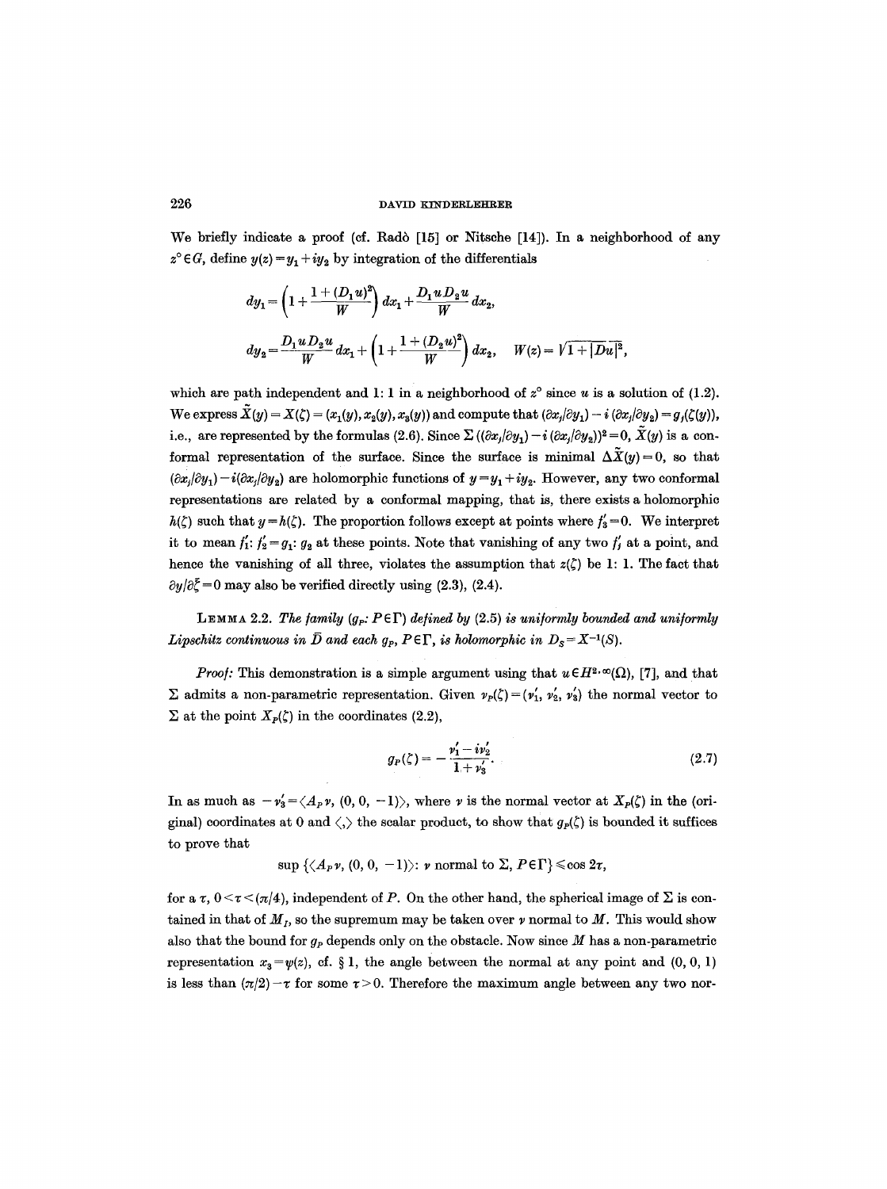We briefly indicate a proof (cf. Radò [15] or Nitsche [14]). In a neighborhood of any $z^\circ \in G$, define $y(z) = y_1 + iy_2$ by integration of the differentials

$$dy_1 = \left(1 + \frac{1 + (D_1 u)^2}{W}\right) dx_1 + \frac{D_1 u D_2 u}{W} dx_2,$$

$$dy_2 = \frac{D_1 u D_2 u}{W} dx_1 + \left(1 + \frac{1 + (D_2 u)^2}{W}\right) dx_2, \quad W(z) = \sqrt{1 + |Du|^2},$$

which are path independent and 1:1 in a neighborhood of $z^\circ$ since $u$ is a solution of (1.2). We express $\tilde{X}(y) = X(\zeta) = (x_1(y), x_2(y), x_3(y))$ and compute that $(\partial x_j/\partial y_1) - i(\partial x_j/\partial y_2) = g_j(\zeta(y))$, i.e., are represented by the formulas (2.6). Since $\sum ((\partial x_j/\partial y_1) - i(\partial x_j/\partial y_2))^2 = 0$, $\tilde{X}(y)$ is a conformal representation of the surface. Since the surface is minimal $\Delta \tilde{X}(y) = 0$, so that $(\partial x_j/\partial y_1) - i(\partial x_j/\partial y_2)$ are holomorphic functions of $y = y_1 + iy_2$. However, any two conformal representations are related by a conformal mapping, that is, there exists a holomorphic $h(\zeta)$ such that $y = h(\zeta)$. The proportion follows except at points where $f_3' = 0$. We interpret it to mean $f_1' : f_2' = g_1 : g_2$ at these points. Note that vanishing of any two $f_j'$ at a point, and hence the vanishing of all three, violates the assumption that $z(\zeta)$ be 1:1. The fact that $\partial y/\partial \bar{\zeta} = 0$ may also be verified directly using (2.3), (2.4).

**Lemma 2.2.** *The family $(g_P: P \in \Gamma)$ defined by (2.5) is uniformly bounded and uniformly Lipschitz continuous in $\bar{D}$ and each $g_P$, $P \in \Gamma$, is holomorphic in $D_S = X^{-1}(S)$.*

*Proof:* This demonstration is a simple argument using that $u \in H^{2,\infty}(\Omega)$, [7], and that $\Sigma$ admits a non-parametric representation. Given $\nu_P(\zeta) = (\nu_1', \nu_2', \nu_3')$ the normal vector to $\Sigma$ at the point $X_P(\zeta)$ in the coordinates (2.2),

$$g_P(\zeta) = -\frac{\nu_1' - i\nu_2'}{1 + \nu_3'}. \tag{2.7}$$

In as much as $-\nu_3' = \langle A_P \nu, (0, 0, -1)\rangle$, where $\nu$ is the normal vector at $X_P(\zeta)$ in the (original) coordinates at 0 and $\langle , \rangle$ the scalar product, to show that $g_P(\zeta)$ is bounded it suffices to prove that

$$\sup \{\langle A_P \nu, (0, 0, -1)\rangle : \nu \text{ normal to } \Sigma, P \in \Gamma\} \leqslant \cos 2\tau,$$

for a $\tau$, $0 < \tau < (\pi/4)$, independent of $P$. On the other hand, the spherical image of $\Sigma$ is contained in that of $M_I$, so the supremum may be taken over $\nu$ normal to $M$. This would show also that the bound for $g_P$ depends only on the obstacle. Now since $M$ has a non-parametric representation $x_3 = \psi(z)$, cf. § 1, the angle between the normal at any point and $(0, 0, 1)$ is less than $(\pi/2) - \tau$ for some $\tau > 0$. Therefore the maximum angle between any two nor-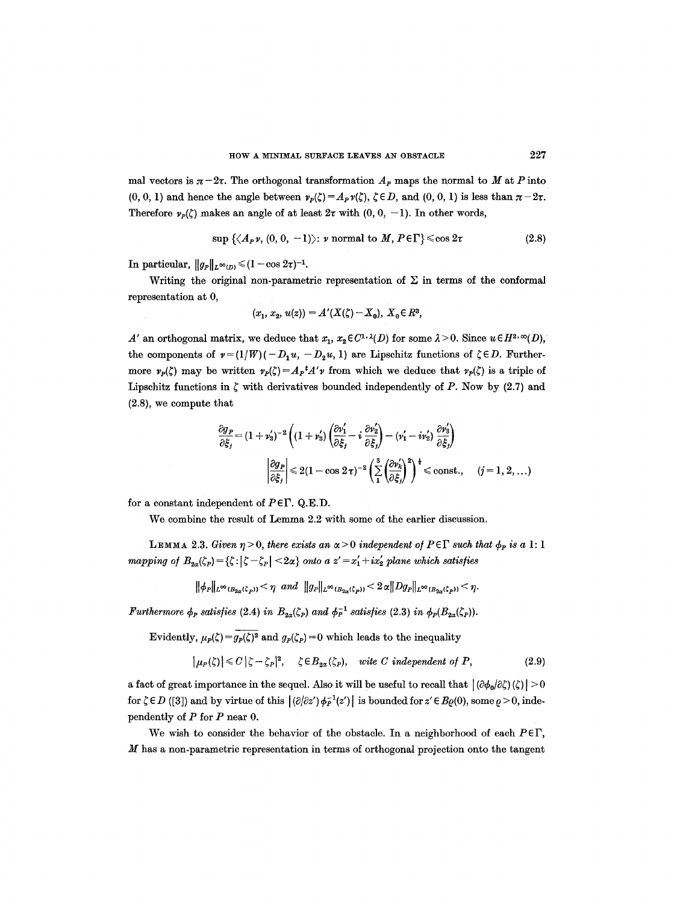mal vectors is $\pi - 2\tau$. The orthogonal transformation $A_P$ maps the normal to $M$ at $P$ into $(0, 0, 1)$ and hence the angle between $\nu_P(\zeta) = A_P \nu(\zeta)$, $\zeta \in D$, and $(0, 0, 1)$ is less than $\pi - 2\tau$. Therefore $\nu_P(\zeta)$ makes an angle of at least $2\tau$ with $(0, 0, -1)$. In other words,

$$\sup \{\langle A_P \nu, (0, 0, -1)\rangle : \nu \text{ normal to } M, P \in \Gamma\} \leqslant \cos 2\tau \tag{2.8}$$

In particular, $\|g_P\|_{L^\infty(D)} \leqslant (1 - \cos 2\tau)^{-1}$.

Writing the original non-parametric representation of $\Sigma$ in terms of the conformal representation at 0,

$$(x_1, x_2, u(z)) = A'(X(\zeta) - X_0), \; X_0 \in R^3,$$

$A'$ an orthogonal matrix, we deduce that $x_1, x_2 \in C^{1,\lambda}(D)$ for some $\lambda > 0$. Since $u \in H^{2,\infty}(D)$, the components of $\nu = (1/W)(-D_1 u, -D_2 u, 1)$ are Lipschitz functions of $\zeta \in D$. Furthermore $\nu_P(\zeta)$ may be written $\nu_P(\zeta) = A_P {}^t A' \nu$ from which we deduce that $\nu_P(\zeta)$ is a triple of Lipschitz functions in $\zeta$ with derivatives bounded independently of $P$. Now by (2.7) and (2.8), we compute that

$$\frac{\partial g_P}{\partial \xi_j} = (1 + \nu_3')^{-2} \left( (1 + \nu_3') \left( \frac{\partial \nu_1'}{\partial \xi_j} - i \frac{\partial \nu_2'}{\partial \xi_j} \right) - (\nu_1' - i \nu_2') \frac{\partial \nu_3'}{\partial \xi_j} \right)$$

$$\left| \frac{\partial g_P}{\partial \xi_j} \right| \leqslant 2(1 - \cos 2\tau)^{-2} \left( \sum_1^3 \left( \frac{\partial \nu_k'}{\partial \xi_j} \right)^2 \right)^{\frac{1}{2}} \leqslant \text{const.}, \quad (j = 1, 2, \ldots)$$

for a constant independent of $P \in \Gamma$. Q.E.D.

We combine the result of Lemma 2.2 with some of the earlier discussion.

LEMMA 2.3. *Given $\eta > 0$, there exists an $\alpha > 0$ independent of $P \in \Gamma$ such that $\phi_P$ is a 1:1 mapping of $B_{2\alpha}(\zeta_P) = \{\zeta : |\zeta - \zeta_P| < 2\alpha\}$ onto a $z' = x_1' + i x_2'$ plane which satisfies*

$$\|\phi_P\|_{L^\infty(B_{2\alpha}(\zeta_P))} < \eta \quad \text{and} \quad \|g_P\|_{L^\infty(B_{2\alpha}(\zeta_P))} < 2\alpha \|Dg_P\|_{L^\infty(B_{2\alpha}(\zeta_P))} < \eta.$$

*Furthermore $\phi_P$ satisfies (2.4) in $B_{2\alpha}(\zeta_P)$ and $\phi_P^{-1}$ satisfies (2.3) in $\phi_P(B_{2\alpha}(\zeta_P))$.*

Evidently, $\mu_P(\zeta) = \overline{g_P(\zeta)}^2$ and $g_P(\zeta_P) = 0$ which leads to the inequality

$$|\mu_P(\zeta)| \leqslant C |\zeta - \zeta_P|^2, \quad \zeta \in B_{2\alpha}(\zeta_P), \quad \text{wite } C \text{ independent of } P, \tag{2.9}$$

a fact of great importance in the sequel. Also it will be useful to recall that $|(\partial \phi_0 / \partial \zeta)(\zeta)| > 0$ for $\zeta \in D$ ([3]) and by virtue of this $|(\partial / \partial z') \phi_P^{-1}(z')|$ is bounded for $z' \in B_\varrho(0)$, some $\varrho > 0$, independently of $P$ for $P$ near 0.

We wish to consider the behavior of the obstacle. In a neighborhood of each $P \in \Gamma$, $M$ has a non-parametric representation in terms of orthogonal projection onto the tangent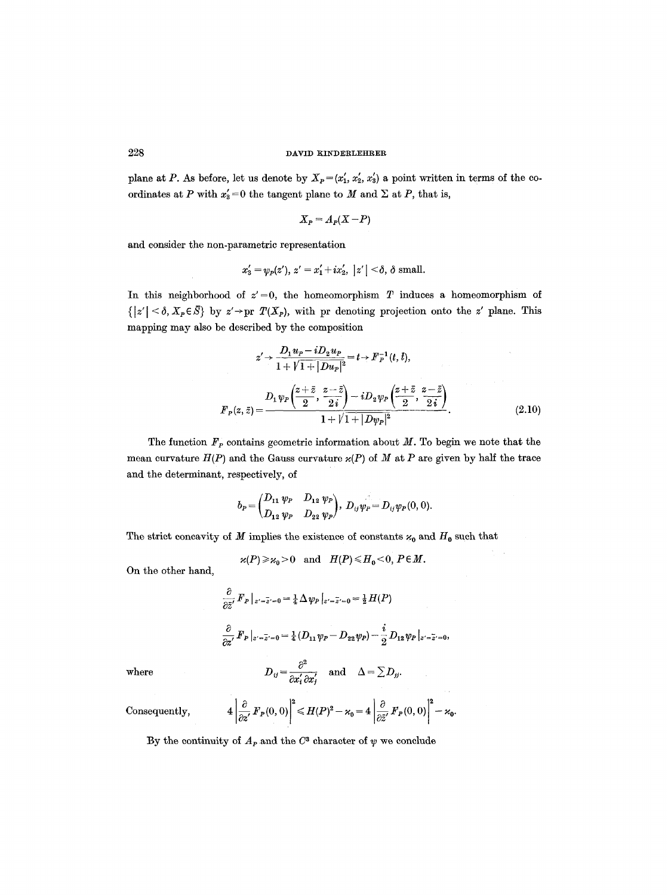plane at $P$. As before, let us denote by $X_P = (x_1', x_2', x_3')$ a point written in terms of the coordinates at $P$ with $x_3' = 0$ the tangent plane to $M$ and $\Sigma$ at $P$, that is,

$$X_P = A_P(X - P)$$

and consider the non-parametric representation

$$x_3' = \psi_P(z'),\ z' = x_1' + ix_2',\ |z'| < \delta,\ \delta \text{ small.}$$

In this neighborhood of $z' = 0$, the homeomorphism $T$ induces a homeomorphism of $\{|z'| < \delta, X_P \in \bar{S}\}$ by $z' \to \text{pr } T(X_P)$, with pr denoting projection onto the $z'$ plane. This mapping may also be described by the composition

$$z' \to \frac{D_1 u_P - iD_2 u_P}{1 + \sqrt{1 + |Du_P|^2}} = t \to F_P^{-1}(t, \bar{t}),$$

$$F_P(z, \bar{z}) = \frac{D_1 \psi_P\left(\frac{z+\bar{z}}{2}, \frac{z-\bar{z}}{2i}\right) - iD_2 \psi_P\left(\frac{z+\bar{z}}{2}, \frac{z-\bar{z}}{2i}\right)}{1 + \sqrt{1 + |D\psi_P|^2}}. \tag{2.10}$$

The function $F_P$ contains geometric information about $M$. To begin we note that the mean curvature $H(P)$ and the Gauss curvature $\varkappa(P)$ of $M$ at $P$ are given by half the trace and the determinant, respectively, of

$$b_P = \begin{pmatrix} D_{11}\psi_P & D_{12}\psi_P \\ D_{12}\psi_P & D_{22}\psi_P \end{pmatrix},\ D_{ij}\psi_P = D_{ij}\psi_P(0, 0).$$

The strict concavity of $M$ implies the existence of constants $\varkappa_0$ and $H_0$ such that

$$\varkappa(P) \geqslant \varkappa_0 > 0 \quad \text{and} \quad H(P) \leqslant H_0 < 0,\ P \in M.$$

On the other hand,

$$\frac{\partial}{\partial \bar{z}'} F_P \big|_{z'=\bar{z}'=0} = \tfrac{1}{4} \Delta \psi_P \big|_{z'=\bar{z}'=0} = \tfrac{1}{2} H(P)$$

$$\frac{\partial}{\partial z'} F_P \big|_{z'=\bar{z}'=0} = \tfrac{1}{4}(D_{11}\psi_P - D_{22}\psi_P) - \frac{i}{2} D_{12}\psi_P \big|_{z'=\bar{z}'=0},$$

where

$$D_{ij} = \frac{\partial^2}{\partial x_i' \partial x_j'} \quad \text{and} \quad \Delta = \sum D_{jj}.$$

Consequently,

$$4\left|\frac{\partial}{\partial z'} F_P(0, 0)\right|^2 \leqslant H(P)^2 - \varkappa_0 = 4\left|\frac{\partial}{\partial \bar{z}'} F_P(0, 0)\right|^2 - \varkappa_0.$$

By the continuity of $A_P$ and the $C^3$ character of $\psi$ we conclude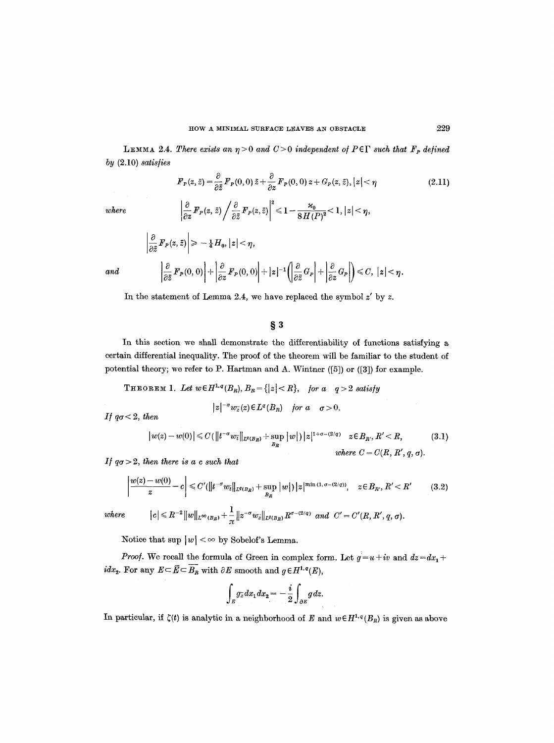**Lemma 2.4.** *There exists an $\eta > 0$ and $C > 0$ independent of $P \in \Gamma$ such that $F_P$ defined by (2.10) satisfies*

$$F_P(z, \bar{z}) = \frac{\partial}{\partial \bar{z}} F_P(0,0)\, \bar{z} + \frac{\partial}{\partial z} F_P(0,0)\, z + G_P(z, \bar{z}), \; |z| < \eta \tag{2.11}$$

*where*

$$\left| \frac{\partial}{\partial z} F_P(z, \bar{z}) \Big/ \frac{\partial}{\partial \bar{z}} F_P(z, \bar{z}) \right|^2 \leqslant 1 - \frac{\varkappa_0}{8H(P)^2} < 1, \; |z| < \eta,$$

$$\left| \frac{\partial}{\partial \bar{z}} F_P(z, \bar{z}) \right| \geqslant -\tfrac{1}{4} H_0, \; |z| < \eta,$$

*and*

$$\left| \frac{\partial}{\partial \bar{z}} F_P(0,0) \right| + \left| \frac{\partial}{\partial z} F_P(0,0) \right| + |z|^{-1} \left( \left| \frac{\partial}{\partial \bar{z}} G_P \right| + \left| \frac{\partial}{\partial z} G_P \right| \right) \leqslant C, \; |z| < \eta.$$

In the statement of Lemma 2.4, we have replaced the symbol $z'$ by $z$.

## § 3

In this section we shall demonstrate the differentiability of functions satisfying a certain differential inequality. The proof of the theorem will be familiar to the student of potential theory; we refer to P. Hartman and A. Wintner ([5]) or ([3]) for example.

**Theorem 1.** *Let $w \in H^{1,q}(B_R)$, $B_R = \{|z| < R\}$, for a $q > 2$ satisfy*

$$|z|^{-\sigma} w_{\bar{z}}(z) \in L^q(B_R) \quad \text{for a} \quad \sigma > 0.$$

*If $q\sigma < 2$, then*

$$|w(z) - w(0)| \leqslant C \left( \| t^{-\sigma} w_{\bar{t}} \|_{L^q(B_R)} + \sup_{B_R} |w| \right) |z|^{1+\sigma-(2/q)} \quad z \in B_{R'}, R' < R, \tag{3.1}$$

*where $C = C(R, R', q, \sigma)$.*

*If $q\sigma > 2$, then there is a $c$ such that*

$$\left| \frac{w(z) - w(0)}{z} - c \right| \leqslant C' \left( \| t^{-\sigma} w_{\bar{t}} \|_{L^q(B_R)} + \sup_{B_R} |w| \right) |z|^{\min(1, \sigma-(2/q))}, \quad z \in B_{R'}, R' < R' \tag{3.2}$$

*where* $\quad |c| \leqslant R^{-2} \| w \|_{L^\infty(B_R)} + \dfrac{1}{\pi} \| z^{-\sigma} w_{\bar{z}} \|_{L^q(B_R)} R^{\sigma-(2/q)}$ *and* $C' = C'(R, R', q, \sigma)$.

Notice that $\sup |w| < \infty$ by Sobelof's Lemma.

*Proof.* We recall the formula of Green in complex form. Let $g = u + iv$ and $dz = dx_1 + i dx_2$. For any $E \subset \bar{E} \subset \overline{B_R}$ with $\partial E$ smooth and $g \in H^{1,q}(E)$,

$$\int_E g_{\bar{z}}\, dx_1 dx_2 = -\frac{i}{2} \int_{\partial E} g\, dz.$$

In particular, if $\zeta(t)$ is analytic in a neighborhood of $E$ and $w \in H^{1,q}(B_R)$ is given as above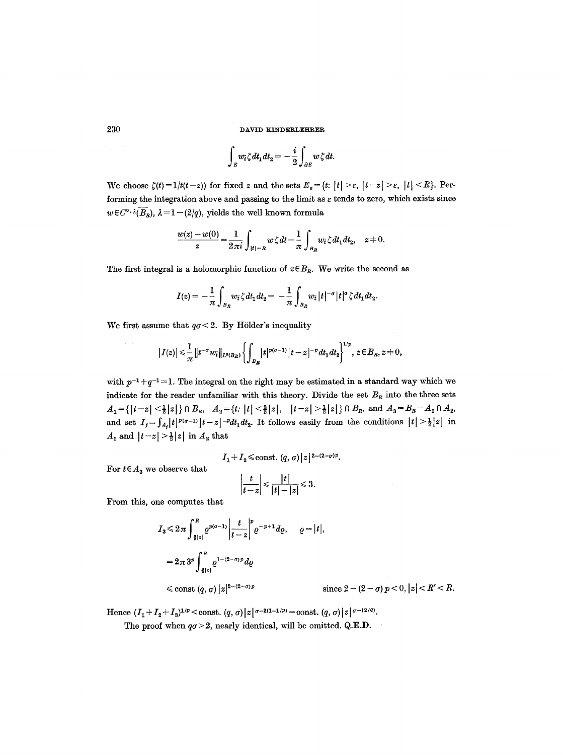$$\int_E w_{\bar{t}} \zeta \, dt_1 dt_2 = -\frac{i}{2} \int_{\partial E} w \zeta \, dt.$$

We choose $\zeta(t) = 1/t(t-z))$ for fixed $z$ and the sets $E_\varepsilon = \{t: |t| > \varepsilon, \ |t-z| > \varepsilon, \ |t| < R\}$. Performing the integration above and passing to the limit as $\varepsilon$ tends to zero, which exists since $w \in C^{0,\lambda}(\overline{B_R})$, $\lambda = 1 - (2/q)$, yields the well known formula

$$\frac{w(z) - w(0)}{z} = \frac{1}{2\pi i} \int_{|t|=R} w \zeta \, dt - \frac{1}{\pi} \int_{B_R} w_{\bar{t}} \zeta \, dt_1 dt_2, \quad z \neq 0.$$

The first integral is a holomorphic function of $z \in B_R$. We write the second as

$$I(z) = -\frac{1}{\pi} \int_{B_R} w_{\bar{t}} \zeta \, dt_1 dt_2 = -\frac{1}{\pi} \int_{B_R} w_{\bar{t}} |t|^{-\sigma} |t|^{\sigma} \zeta \, dt_1 dt_2.$$

We first assume that $q\sigma < 2$. By Hölder's inequality

$$|I(z)| \leqslant \frac{1}{\pi} \| t^{-\sigma} w_{\bar{t}} \|_{L^q(B_R)} \left\{ \int_{B_R} |t|^{p(\sigma-1)} |t-z|^{-p} dt_1 dt_2 \right\}^{1/p}, \ z \in B_R, z \neq 0,$$

with $p^{-1} + q^{-1} = 1$. The integral on the right may be estimated in a standard way which we indicate for the reader unfamiliar with this theory. Divide the set $B_R$ into the three sets $A_1 = \{|t-z| < \frac{1}{2}|z|\} \cap B_R$, $A_2 = \{t: |t| < \frac{3}{2}|z|, \quad |t-z| > \frac{1}{2}|z|\} \cap B_R$, and $A_3 = B_R - A_1 \cap A_2$, and set $I_j = \int_{A_j} |t|^{p(\sigma-1)} |t-z|^{-p} dt_1 dt_2$. It follows easily from the conditions $|t| > \frac{1}{2}|z|$ in $A_1$ and $|t-z| > \frac{1}{2}|z|$ in $A_2$ that

$$I_1 + I_2 \leqslant \text{const.}\ (q, \sigma) |z|^{2-(2-\sigma)p}.$$

For $t \in A_3$ we observe that

$$\left| \frac{t}{t-z} \right| \leqslant \frac{|t|}{|t| - |z|} \leqslant 3.$$

From this, one computes that

$$\begin{aligned}
I_3 &\leqslant 2\pi \int_{\frac{3}{2}|z|}^{R} \varrho^{p(\sigma-1)} \left| \frac{t}{t-z} \right|^p \varrho^{-p+1} d\varrho, \qquad \varrho = |t|, \\
&= 2\pi 3^p \int_{\frac{3}{2}|z|}^{R} \varrho^{1-(2-\sigma)p} d\varrho \\
&\leqslant \text{const}\ (q, \sigma) |z|^{2-(2-\sigma)p} \qquad\qquad \text{since } 2 - (2-\sigma)p < 0, |z| < R' < R.
\end{aligned}$$

Hence $(I_1 + I_2 + I_3)^{1/p} < \text{const.}\ (q, \sigma) |z|^{\sigma - 2(1-1/p)} = \text{const.}\ (q, \sigma) |z|^{\sigma - (2/q)}$.

The proof when $q\sigma > 2$, nearly identical, will be omitted. Q.E.D.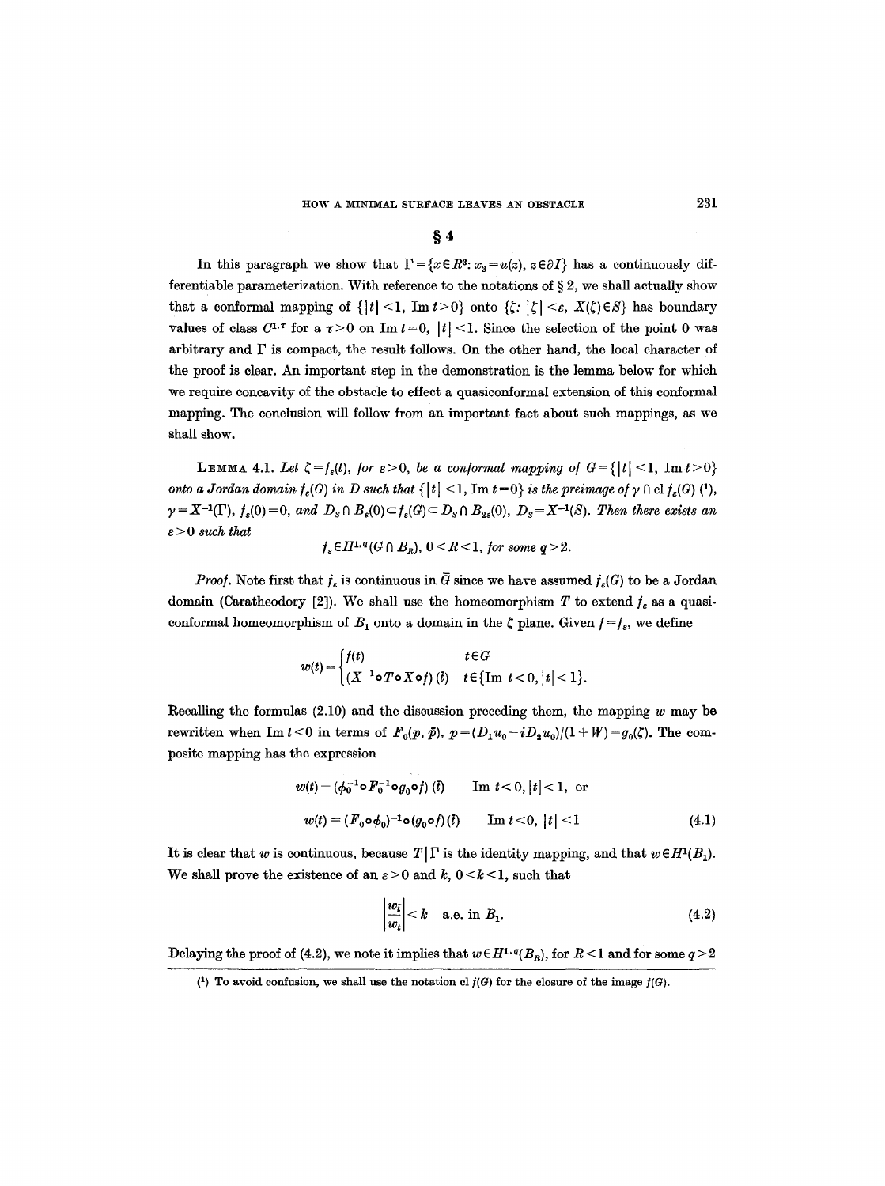## § 4

In this paragraph we show that $\Gamma = \{x \in R^3: x_3 = u(z), z \in \partial I\}$ has a continuously differentiable parameterization. With reference to the notations of § 2, we shall actually show that a conformal mapping of $\{|t| < 1, \operatorname{Im} t > 0\}$ onto $\{\zeta: |\zeta| < \varepsilon, X(\zeta) \in S\}$ has boundary values of class $C^{1,\tau}$ for a $\tau > 0$ on $\operatorname{Im} t = 0$, $|t| < 1$. Since the selection of the point 0 was arbitrary and $\Gamma$ is compact, the result follows. On the other hand, the local character of the proof is clear. An important step in the demonstration is the lemma below for which we require concavity of the obstacle to effect a quasiconformal extension of this conformal mapping. The conclusion will follow from an important fact about such mappings, as we shall show.

LEMMA 4.1. *Let $\zeta = f_\varepsilon(t)$, for $\varepsilon > 0$, be a conformal mapping of $G = \{|t| < 1, \operatorname{Im} t > 0\}$ onto a Jordan domain $f_\varepsilon(G)$ in $D$ such that $\{|t| < 1, \operatorname{Im} t = 0\}$ is the preimage of $\gamma \cap \operatorname{cl} f_\varepsilon(G)$ (1), $\gamma = X^{-1}(\Gamma)$, $f_\varepsilon(0) = 0$, and $D_S \cap B_\varepsilon(0) \subset f_\varepsilon(G) \subset D_S \cap B_{2\varepsilon}(0)$, $D_S = X^{-1}(S)$. Then there exists an $\varepsilon > 0$ such that*

$$f_\varepsilon \in H^{1,q}(G \cap B_R),\ 0 < R < 1, \text{ for some } q > 2.$$

*Proof.* Note first that $f_\varepsilon$ is continuous in $\bar{G}$ since we have assumed $f_\varepsilon(G)$ to be a Jordan domain (Caratheodory [2]). We shall use the homeomorphism $T$ to extend $f_\varepsilon$ as a quasiconformal homeomorphism of $B_1$ onto a domain in the $\zeta$ plane. Given $f = f_\varepsilon$, we define

$$w(t) = \begin{cases} f(t) & t \in G \\ (X^{-1} \circ T \circ X \circ f)(\bar{t}) & t \in \{\operatorname{Im} t < 0, |t| < 1\}. \end{cases}$$

Recalling the formulas (2.10) and the discussion preceding them, the mapping $w$ may be rewritten when $\operatorname{Im} t < 0$ in terms of $F_0(p, \bar{p})$, $p = (D_1 u_0 - iD_2 u_0)/(1 + W) = g_0(\zeta)$. The composite mapping has the expression

$$w(t) = (\phi_0^{-1} \circ F_0^{-1} \circ g_0 \circ f)(\bar{t}) \qquad \operatorname{Im} t < 0, |t| < 1, \text{ or}$$

$$w(t) = (F_0 \circ \phi_0)^{-1} \circ (g_0 \circ f)(\bar{t}) \qquad \operatorname{Im} t < 0,\ |t| < 1 \tag{4.1}$$

It is clear that $w$ is continuous, because $T|\Gamma$ is the identity mapping, and that $w \in H^1(B_1)$. We shall prove the existence of an $\varepsilon > 0$ and $k$, $0 < k < 1$, such that

$$\left|\frac{w_{\bar{t}}}{w_t}\right| < k \quad \text{a.e. in } B_1. \tag{4.2}$$

Delaying the proof of (4.2), we note it implies that $w \in H^{1,q}(B_R)$, for $R < 1$ and for some $q > 2$

(1) To avoid confusion, we shall use the notation cl $f(G)$ for the closure of the image $f(G)$.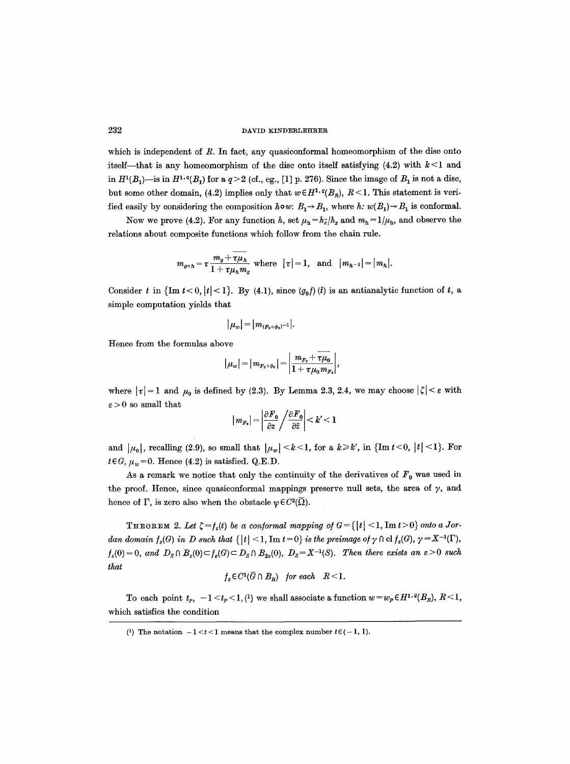which is independent of $R$. In fact, any quasiconformal homeomorphism of the disc onto itself—that is any homeomorphism of the disc onto itself satisfying (4.2) with $k<1$ and in $H^1(B_1)$—is in $H^{1,q}(B_1)$ for a $q>2$ (cf., eg., [1] p. 276). Since the image of $B_1$ is not a disc, but some other domain, (4.2) implies only that $w \in H^{1,q}(B_R)$, $R<1$. This statement is verified easily by considering the composition $h \circ w$: $B_1 \to B_1$, where $h$: $w(B_1) \to B_1$ is conformal.

Now we prove (4.2). For any function $h$, set $\mu_h = h_{\bar{z}}/h_z$ and $m_h = 1/\mu_h$, and observe the relations about composite functions which follow from the chain rule.

$$m_{g \circ h} = \tau \frac{m_g + \tau \overline{\mu_h}}{1 + \tau \mu_h m_g} \text{ where } |\tau| = 1, \text{ and } |m_{h^{-1}}| = |m_h|.$$

Consider $t$ in $\{\operatorname{Im} t < 0, |t| < 1\}$. By (4.1), since $(g_0 f)(\bar{t})$ is an antianalytic function of $t$, a simple computation yields that

$$|\mu_w| = |m_{(F_0 \circ \phi_0)^{-1}}|.$$

Hence from the formulas above

$$|\mu_w| = |m_{F_0 \circ \phi_0}| = \left| \frac{m_{F_0} + \tau \overline{\mu_0}}{1 + \tau \mu_0 m_{F_0}} \right|,$$

where $|\tau| = 1$ and $\mu_0$ is defined by (2.3). By Lemma 2.3, 2.4, we may choose $|\zeta| < \varepsilon$ with $\varepsilon > 0$ so small that

$$|m_{F_0}| = \left| \frac{\partial F_0}{\partial z} \Big/ \frac{\partial F_0}{\partial \bar{z}} \right| < k' < 1$$

and $|\mu_0|$, recalling (2.9), so small that $|\mu_w| < k < 1$, for a $k \geq k'$, in $\{\operatorname{Im} t < 0, |t| < 1\}$. For $t \in G$, $\mu_w = 0$. Hence (4.2) is satisfied. Q.E.D.

As a remark we notice that only the continuity of the derivatives of $F_0$ was used in the proof. Hence, since quasiconformal mappings preserve null sets, the area of $\gamma$, and hence of $\Gamma$, is zero also when the obstacle $\psi \in C^2(\bar{\Omega})$.

**Theorem 2.** *Let $\zeta = f_\varepsilon(t)$ be a conformal mapping of $G = \{|t| < 1, \operatorname{Im} t > 0\}$ onto a Jordan domain $f_\varepsilon(G)$ in $D$ such that $\{|t| < 1, \operatorname{Im} t = 0\}$ is the preimage of $\gamma \cap \operatorname{cl} f_\varepsilon(G)$, $\gamma = X^{-1}(\Gamma)$, $f_\varepsilon(0) = 0$, and $D_S \cap B_\varepsilon(0) \subset f_\varepsilon(G) \subset D_S \cap B_{2\varepsilon}(0)$, $D_S = X^{-1}(S)$. Then there exists an $\varepsilon > 0$ such that*

$$f_\varepsilon \in C^1(\bar{G} \cap B_R) \quad \textit{for each} \quad R < 1.$$

To each point $t_P$, $-1 < t_P < 1$, [1] we shall associate a function $w = w_P \in H^{1,q}(B_R)$, $R<1$, which satisfies the condition

---

[1] The notation $-1 < t < 1$ means that the complex number $t \in (-1, 1)$.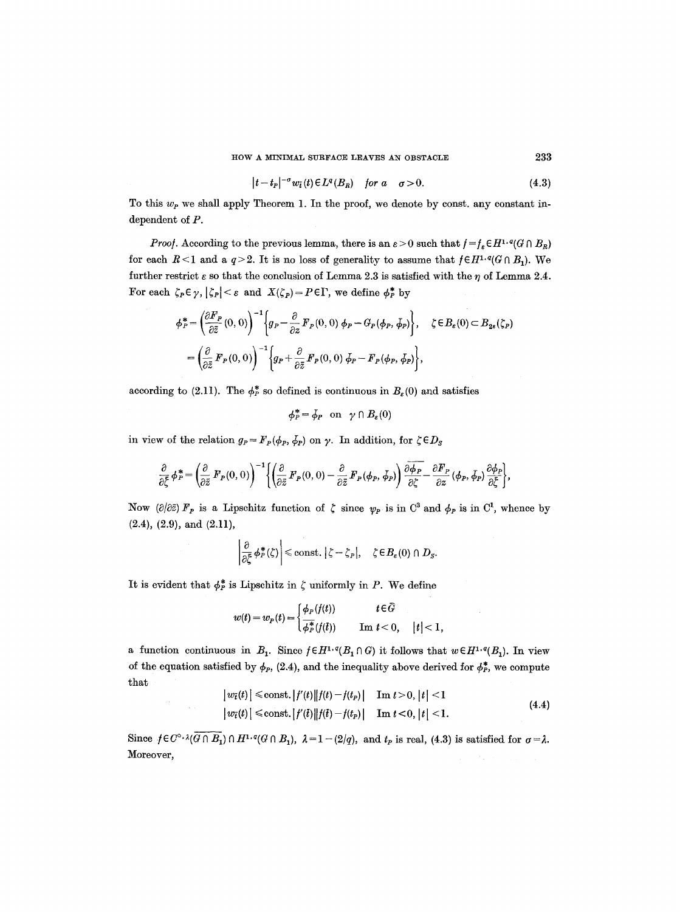$$|t-t_P|^{-\sigma} w_{\bar{t}}(t) \in L^q(B_R) \quad \textit{for a} \quad \sigma > 0. \tag{4.3}$$

To this $w_P$ we shall apply Theorem 1. In the proof, we denote by const. any constant independent of $P$.

*Proof.* According to the previous lemma, there is an $\varepsilon > 0$ such that $f = f_\varepsilon \in H^{1,q}(G \cap B_R)$ for each $R < 1$ and a $q > 2$. It is no loss of generality to assume that $f \in H^{1,q}(G \cap B_1)$. We further restrict $\varepsilon$ so that the conclusion of Lemma 2.3 is satisfied with the $\eta$ of Lemma 2.4. For each $\zeta_P \in \gamma$, $|\zeta_P| < \varepsilon$ and $X(\zeta_P) = P \in \Gamma$, we define $\phi_P^*$ by

$$\phi_P^* = \left(\frac{\partial F_P}{\partial \bar{z}}(0,0)\right)^{-1} \left\{ g_P - \frac{\partial}{\partial z} F_P(0,0)\, \phi_P - G_P(\phi_P, \bar{\phi}_P) \right\}, \quad \zeta \in B_\varepsilon(0) \subset B_{2\varepsilon}(\zeta_P)$$

$$= \left(\frac{\partial}{\partial \bar{z}} F_P(0,0)\right)^{-1} \left\{ g_P + \frac{\partial}{\partial \bar{z}} F_P(0,0)\, \bar{\phi}_P - F_P(\phi_P, \bar{\phi}_P) \right\},$$

according to (2.11). The $\phi_P^*$ so defined is continuous in $B_\varepsilon(0)$ and satisfies

$$\phi_P^* = \bar{\phi}_P \quad \text{on} \quad \gamma \cap B_\varepsilon(0)$$

in view of the relation $g_P = F_P(\phi_P, \bar{\phi}_P)$ on $\gamma$. In addition, for $\zeta \in D_S$

$$\frac{\partial}{\partial \bar{\zeta}} \phi_P^* = \left(\frac{\partial}{\partial \bar{z}} F_P(0,0)\right)^{-1} \left\{ \left( \frac{\partial}{\partial \bar{z}} F_P(0,0) - \frac{\partial}{\partial \bar{z}} F_P(\phi_P, \bar{\phi}_P) \right) \overline{\frac{\partial \phi_P}{\partial \zeta}} - \frac{\partial F_P}{\partial z}(\phi_P, \bar{\phi}_P) \frac{\partial \phi_P}{\partial \bar{\zeta}} \right\},$$

Now $(\partial/\partial \bar{z}) F_P$ is a Lipschitz function of $\zeta$ since $\psi_P$ is in $C^3$ and $\phi_P$ is in $C^1$, whence by (2.4), (2.9), and (2.11),

$$\left| \frac{\partial}{\partial \bar{\zeta}} \phi_P^*(\zeta) \right| \leqslant \text{const.}\, |\zeta - \zeta_P|, \quad \zeta \in B_\varepsilon(0) \cap D_S.$$

It is evident that $\phi_P^*$ is Lipschitz in $\zeta$ uniformly in $P$. We define

$$w(t) = w_P(t) = \begin{cases} \phi_P(f(t)) & t \in \bar{G} \\ \overline{\phi_P^*(f(\bar{t}))} & \operatorname{Im} t < 0, \quad |t| < 1, \end{cases}$$

a function continuous in $B_1$. Since $f \in H^{1,q}(B_1 \cap G)$ it follows that $w \in H^{1,q}(B_1)$. In view of the equation satisfied by $\phi_P$, (2.4), and the inequality above derived for $\phi_P^*$, we compute that

$$\begin{aligned} |w_{\bar{t}}(t)| &\leqslant \text{const.}\, |f'(t)| |f(t) - f(t_P)| \quad \operatorname{Im} t > 0, |t| < 1 \\ |w_{\bar{t}}(t)| &\leqslant \text{const.}\, |f'(\bar{t})| |f(\bar{t}) - f(t_P)| \quad \operatorname{Im} t < 0, |t| < 1. \end{aligned} \tag{4.4}$$

Since $f \in C^{0,\lambda}(\overline{G \cap B_1}) \cap H^{1,q}(G \cap B_1)$, $\lambda = 1 - (2/q)$, and $t_P$ is real, (4.3) is satisfied for $\sigma = \lambda$. Moreover,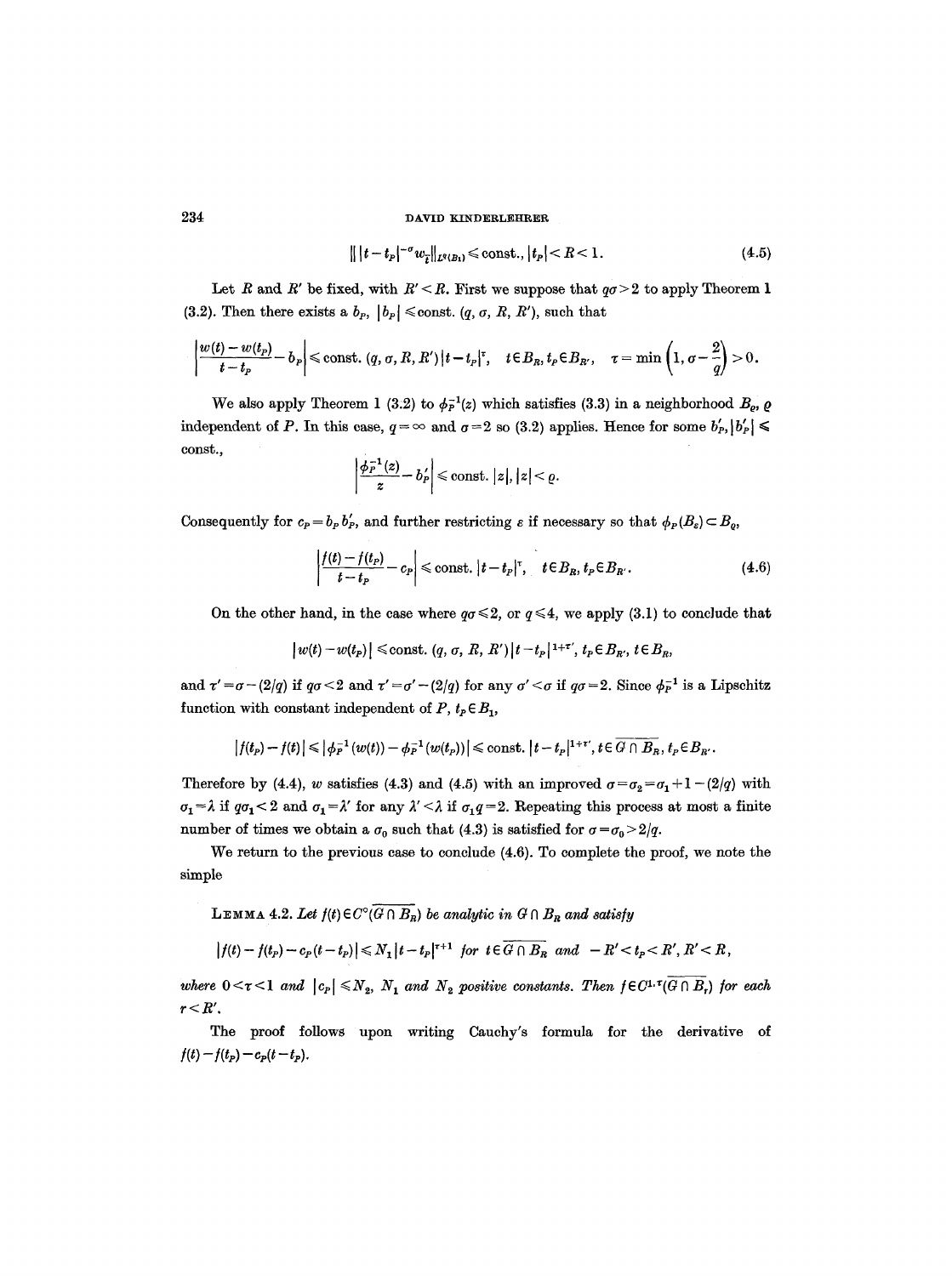$$\| |t - t_P|^{-\sigma} w_{\bar{t}} \|_{L^q(B_1)} \leqslant \text{const.}, |t_P| < R < 1. \tag{4.5}$$

Let $R$ and $R'$ be fixed, with $R' < R$. First we suppose that $q\sigma > 2$ to apply Theorem 1 (3.2). Then there exists a $b_P$, $|b_P| \leqslant \text{const.}\ (q, \sigma, R, R')$, such that

$$\left| \frac{w(t) - w(t_P)}{t - t_P} - b_P \right| \leqslant \text{const.}\ (q, \sigma, R, R') |t - t_P|^\tau, \quad t \in B_R, t_P \in B_{R'}, \quad \tau = \min\left(1, \sigma - \frac{2}{q}\right) > 0.$$

We also apply Theorem 1 (3.2) to $\phi_P^{-1}(z)$ which satisfies (3.3) in a neighborhood $B_\varrho$, $\varrho$ independent of $P$. In this case, $q = \infty$ and $\sigma = 2$ so (3.2) applies. Hence for some $b'_P, |b'_P| \leqslant$ const.,

$$\left| \frac{\phi_P^{-1}(z)}{z} - b'_P \right| \leqslant \text{const.}\ |z|, |z| < \varrho.$$

Consequently for $c_P = b_P b'_P$, and further restricting $\varepsilon$ if necessary so that $\phi_P(B_\varepsilon) \subset B_\varrho$,

$$\left| \frac{f(t) - f(t_P)}{t - t_P} - c_P \right| \leqslant \text{const.}\ |t - t_P|^\tau, \quad t \in B_R, t_P \in B_{R'}. \tag{4.6}$$

On the other hand, in the case where $q\sigma \leqslant 2$, or $q \leqslant 4$, we apply (3.1) to conclude that

$$|w(t) - w(t_P)| \leqslant \text{const.}\ (q, \sigma, R, R') |t - t_P|^{1+\tau'}, t_P \in B_{R'}, t \in B_R,$$

and $\tau' = \sigma - (2/q)$ if $q\sigma < 2$ and $\tau' = \sigma' - (2/q)$ for any $\sigma' < \sigma$ if $q\sigma = 2$. Since $\phi_P^{-1}$ is a Lipschitz function with constant independent of $P$, $t_P \in B_1$,

$$|f(t_P) - f(t)| \leqslant |\phi_P^{-1}(w(t)) - \phi_P^{-1}(w(t_P))| \leqslant \text{const.}\ |t - t_P|^{1+\tau'}, t \in \overline{G \cap B_R}, t_P \in B_{R'}.$$

Therefore by (4.4), $w$ satisfies (4.3) and (4.5) with an improved $\sigma = \sigma_2 = \sigma_1 + 1 - (2/q)$ with $\sigma_1 = \lambda$ if $q\sigma_1 < 2$ and $\sigma_1 = \lambda'$ for any $\lambda' < \lambda$ if $\sigma_1 q = 2$. Repeating this process at most a finite number of times we obtain a $\sigma_0$ such that (4.3) is satisfied for $\sigma = \sigma_0 > 2/q$.

We return to the previous case to conclude (4.6). To complete the proof, we note the simple

**Lemma 4.2.** *Let $f(t) \in C^0(\overline{G \cap B_R})$ be analytic in $G \cap B_R$ and satisfy*

$$|f(t) - f(t_P) - c_P(t - t_P)| \leqslant N_1 |t - t_P|^{\tau+1} \text{ for } t \in \overline{G \cap B_R} \text{ and } -R' < t_P < R', R' < R,$$

*where $0 < \tau < 1$ and $|c_P| \leqslant N_2$, $N_1$ and $N_2$ positive constants. Then $f \in C^{1,\tau}(\overline{G \cap B_r})$ for each $r < R'$.*

The proof follows upon writing Cauchy's formula for the derivative of $f(t) - f(t_P) - c_P(t - t_P)$.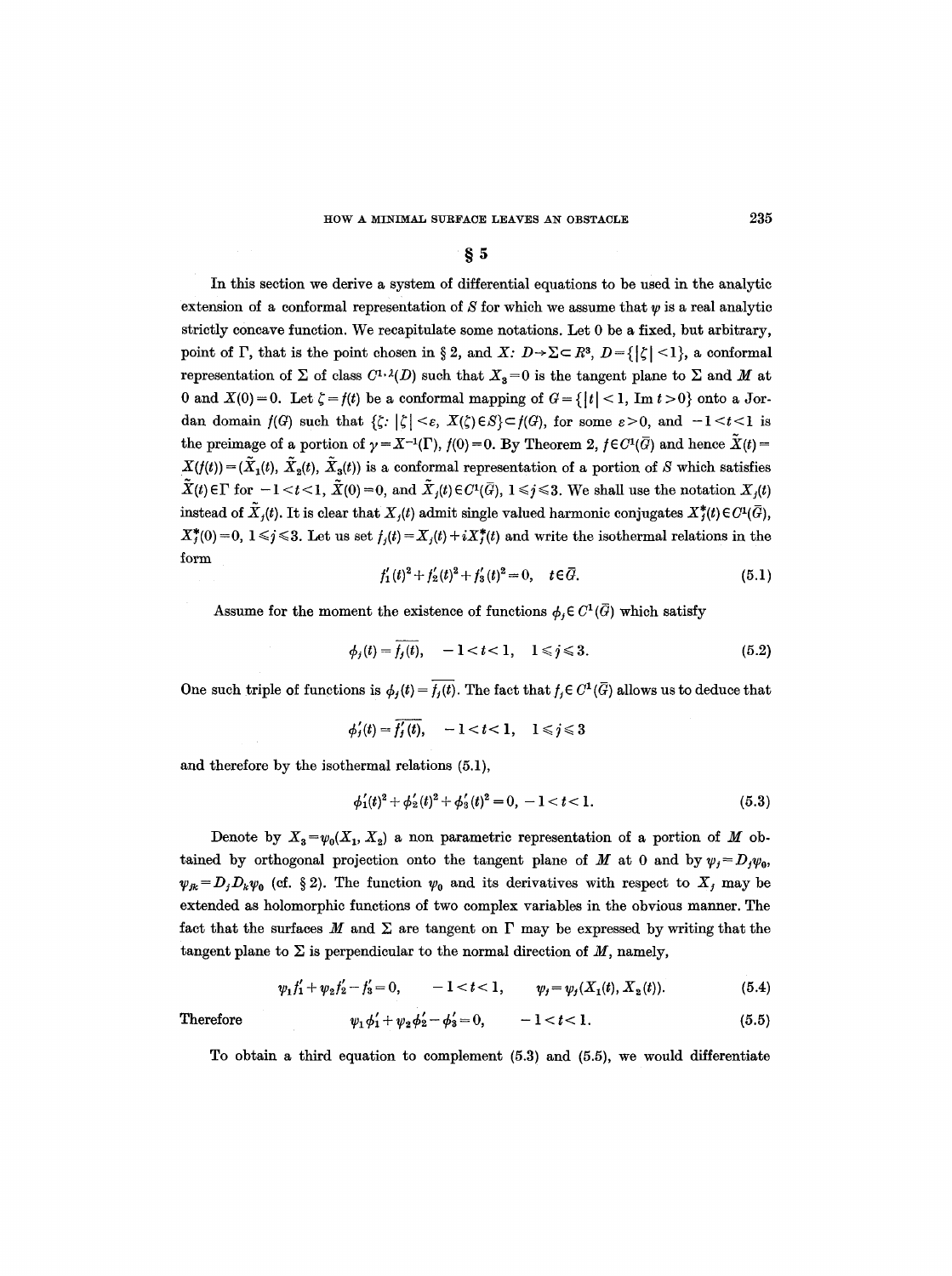## § 5

In this section we derive a system of differential equations to be used in the analytic extension of a conformal representation of $S$ for which we assume that $\psi$ is a real analytic strictly concave function. We recapitulate some notations. Let 0 be a fixed, but arbitrary, point of $\Gamma$, that is the point chosen in § 2, and $X\colon D \to \Sigma \subset R^3$, $D = \{|\zeta| < 1\}$, a conformal representation of $\Sigma$ of class $C^{1,\lambda}(D)$ such that $X_3 = 0$ is the tangent plane to $\Sigma$ and $M$ at 0 and $X(0) = 0$. Let $\zeta = f(t)$ be a conformal mapping of $G = \{|t| < 1, \operatorname{Im} t > 0\}$ onto a Jordan domain $f(G)$ such that $\{\zeta\colon |\zeta| < \varepsilon,\ X(\zeta) \in S\} \subset f(G)$, for some $\varepsilon > 0$, and $-1 < t < 1$ is the preimage of a portion of $\gamma = X^{-1}(\Gamma)$, $f(0) = 0$. By Theorem 2, $f \in C^1(\bar{G})$ and hence $\tilde{X}(t) = X(f(t)) = (\tilde{X}_1(t), \tilde{X}_2(t), \tilde{X}_3(t))$ is a conformal representation of a portion of $S$ which satisfies $\tilde{X}(t) \in \Gamma$ for $-1 < t < 1$, $\tilde{X}(0) = 0$, and $\tilde{X}_j(t) \in C^1(\bar{G})$, $1 \leqslant j \leqslant 3$. We shall use the notation $X_j(t)$ instead of $\tilde{X}_j(t)$. It is clear that $X_j(t)$ admit single valued harmonic conjugates $X_j^*(t) \in C^1(\bar{G})$, $X_j^*(0) = 0$, $1 \leqslant j \leqslant 3$. Let us set $f_j(t) = X_j(t) + iX_j^*(t)$ and write the isothermal relations in the form

$$f_1'(t)^2 + f_2'(t)^2 + f_3'(t)^2 = 0, \quad t \in \bar{G}. \tag{5.1}$$

Assume for the moment the existence of functions $\phi_j \in C^1(\bar{G})$ which satisfy

$$\phi_j(t) = \overline{f_j(t)}, \quad -1 < t < 1, \quad 1 \leqslant j \leqslant 3. \tag{5.2}$$

One such triple of functions is $\phi_j(t) = \overline{f_j(\bar{t})}$. The fact that $f_j \in C^1(\bar{G})$ allows us to deduce that

$$\phi_j'(t) = \overline{f_j'(t)}, \quad -1 < t < 1, \quad 1 \leqslant j \leqslant 3$$

and therefore by the isothermal relations (5.1),

$$\phi_1'(t)^2 + \phi_2'(t)^2 + \phi_3'(t)^2 = 0, \ -1 < t < 1. \tag{5.3}$$

Denote by $X_3 = \psi_0(X_1, X_2)$ a non parametric representation of a portion of $M$ obtained by orthogonal projection onto the tangent plane of $M$ at 0 and by $\psi_j = D_j \psi_0$, $\psi_{jk} = D_j D_k \psi_0$ (cf. § 2). The function $\psi_0$ and its derivatives with respect to $X_j$ may be extended as holomorphic functions of two complex variables in the obvious manner. The fact that the surfaces $M$ and $\Sigma$ are tangent on $\Gamma$ may be expressed by writing that the tangent plane to $\Sigma$ is perpendicular to the normal direction of $M$, namely,

$$\psi_1 f_1' + \psi_2 f_2' - f_3' = 0, \qquad -1 < t < 1, \qquad \psi_j = \psi_j(X_1(t), X_2(t)). \tag{5.4}$$

Therefore

$$\psi_1 \phi_1' + \psi_2 \phi_2' - \phi_3' = 0, \qquad -1 < t < 1. \tag{5.5}$$

To obtain a third equation to complement (5.3) and (5.5), we would differentiate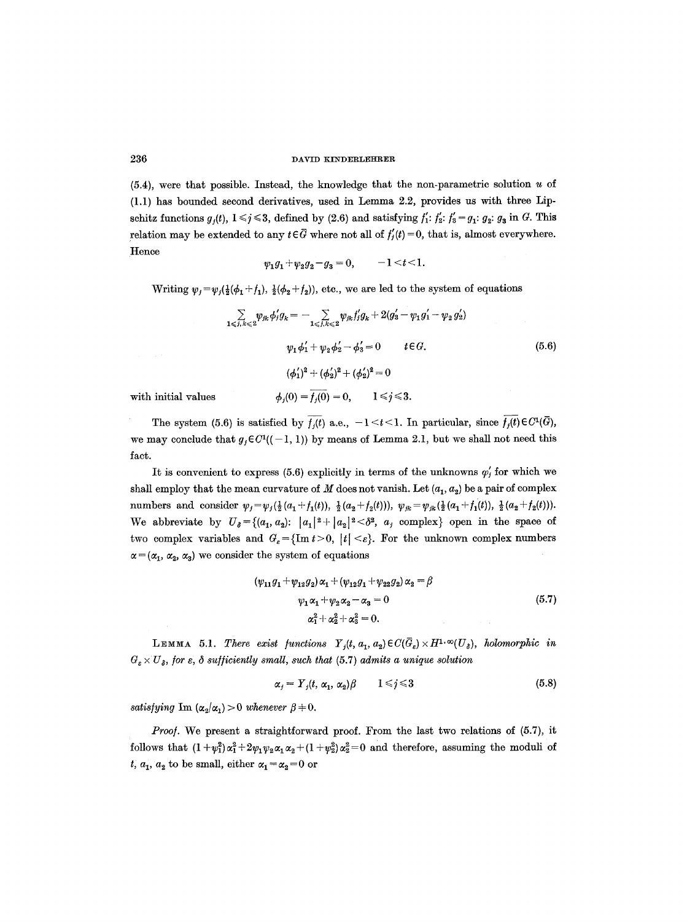(5.4), were that possible. Instead, the knowledge that the non-parametric solution $u$ of (1.1) has bounded second derivatives, used in Lemma 2.2, provides us with three Lipschitz functions $g_j(t)$, $1 \leq j \leq 3$, defined by (2.6) and satisfying $f_1' : f_2' : f_3' = g_1 : g_2 : g_3$ in $G$. This relation may be extended to any $t \in \bar{G}$ where not all of $f_j'(t) = 0$, that is, almost everywhere. Hence

$$\psi_1 g_1 + \psi_2 g_2 - g_3 = 0, \qquad -1 < t < 1.$$

Writing $\psi_j = \psi_j(\frac{1}{2}(\phi_1 + f_1), \frac{1}{2}(\phi_2 + f_2))$, etc., we are led to the system of equations

$$\begin{gathered}
\sum_{1 \leq j,k \leq 2} \psi_{jk} \phi_j' g_k = - \sum_{1 \leq j,k \leq 2} \psi_{jk} f_j' g_k + 2(g_3' - \psi_1 g_1' - \psi_2 g_2') \\
\psi_1 \phi_1' + \psi_2 \phi_2' - \phi_3' = 0 \qquad t \in G. \\
(\phi_1')^2 + (\phi_2')^2 + (\phi_2')^2 = 0
\end{gathered} \tag{5.6}$$

with initial values $\qquad \phi_j(0) = \overline{f_j(0)} = 0, \qquad 1 \leq j \leq 3.$

The system (5.6) is satisfied by $\overline{f_j(t)}$ a.e., $-1 < t < 1$. In particular, since $\overline{f_j(t)} \in C^1(\bar{G})$, we may conclude that $g_j \in C^1((-1, 1))$ by means of Lemma 2.1, but we shall not need this fact.

It is convenient to express (5.6) explicitly in terms of the unknowns $\varphi_j'$ for which we shall employ that the mean curvature of $M$ does not vanish. Let $(a_1, a_2)$ be a pair of complex numbers and consider $\psi_j = \psi_j(\frac{1}{2}(a_1 + f_1(t)), \frac{1}{2}(a_2 + f_2(t)))$, $\psi_{jk} = \psi_{jk}(\frac{1}{2}(a_1 + f_1(t)), \frac{1}{2}(a_2 + f_2(t)))$. We abbreviate by $U_\delta = \{(a_1, a_2) : |a_1|^2 + |a_2|^2 < \delta^2,\ a_j \text{ complex}\}$ open in the space of two complex variables and $G_\varepsilon = \{\operatorname{Im} t > 0,\ |t| < \varepsilon\}$. For the unknown complex numbers $\alpha = (\alpha_1, \alpha_2, \alpha_3)$ we consider the system of equations

$$\begin{gathered}
(\psi_{11} g_1 + \psi_{12} g_2)\alpha_1 + (\psi_{12} g_1 + \psi_{22} g_2)\alpha_2 = \beta \\
\psi_1 \alpha_1 + \psi_2 \alpha_2 - \alpha_3 = 0 \\
\alpha_1^2 + \alpha_2^2 + \alpha_3^2 = 0.
\end{gathered} \tag{5.7}$$

**Lemma 5.1.** *There exist functions $Y_j(t, a_1, a_2) \in C(\bar{G}_\varepsilon) \times H^{1,\infty}(U_\delta)$, holomorphic in $G_\varepsilon \times U_\delta$, for $\varepsilon$, $\delta$ sufficiently small, such that (5.7) admits a unique solution*

$$\alpha_j = Y_j(t, \alpha_1, \alpha_2)\beta \qquad 1 \leq j \leq 3 \tag{5.8}$$

*satisfying $\operatorname{Im}(\alpha_2/\alpha_1) > 0$ whenever $\beta \neq 0$.*

*Proof.* We present a straightforward proof. From the last two relations of (5.7), it follows that $(1 + \psi_1^2)\alpha_1^2 + 2\psi_1\psi_2\alpha_1\alpha_2 + (1 + \psi_2^2)\alpha_2^2 = 0$ and therefore, assuming the moduli of $t$, $a_1$, $a_2$ to be small, either $\alpha_1 = \alpha_2 = 0$ or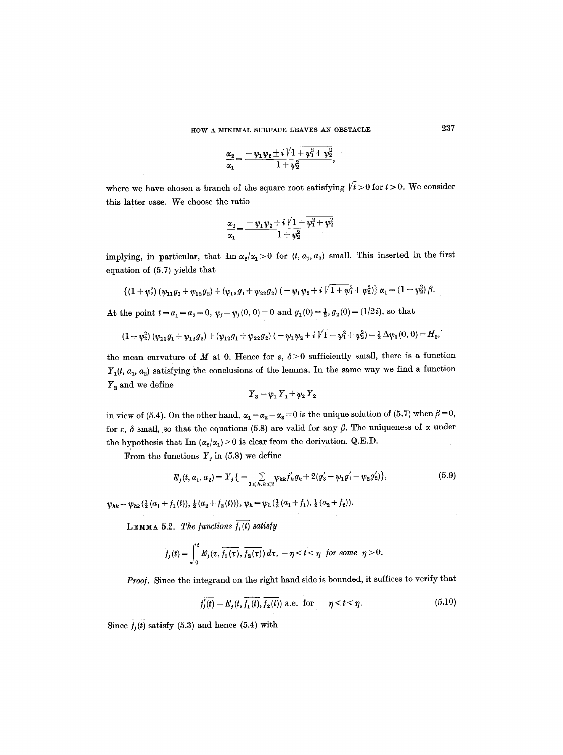$$\frac{\alpha_2}{\alpha_1} = \frac{-\psi_1\psi_2 \pm i\sqrt{1+\psi_1^2+\psi_2^2}}{1+\psi_2^2},$$

where we have chosen a branch of the square root satisfying $\sqrt{t} > 0$ for $t > 0$. We consider this latter case. We choose the ratio

$$\frac{\alpha_2}{\alpha_1} = \frac{-\psi_1\psi_2 + i\sqrt{1+\psi_1^2+\psi_2^2}}{1+\psi_2^2}$$

implying, in particular, that $\operatorname{Im} \alpha_2/\alpha_1 > 0$ for $(t, a_1, a_2)$ small. This inserted in the first equation of (5.7) yields that

$$\{(1+\psi_2^2)(\psi_{11}g_1+\psi_{12}g_2)+(\psi_{12}g_1+\psi_{22}g_2)(-\psi_1\psi_2+i\sqrt{1+\psi_1^2+\psi_2^2})\}\,\alpha_1 = (1+\psi_2^2)\,\beta.$$

At the point $t = a_1 = a_2 = 0$, $\psi_j = \psi_j(0, 0) = 0$ and $g_1(0) = \frac{1}{2}$, $g_2(0) = (1/2i)$, so that

$$(1+\psi_2^2)(\psi_{11}g_1+\psi_{12}g_2)+(\psi_{12}g_1+\psi_{22}g_2)(-\psi_1\psi_2+i\sqrt{1+\psi_1^2+\psi_2^2}) = \tfrac{1}{2}\Delta\psi_0(0,0) = H_0,$$

the mean curvature of $M$ at 0. Hence for $\varepsilon, \delta > 0$ sufficiently small, there is a function $Y_1(t, a_1, a_2)$ satisfying the conclusions of the lemma. In the same way we find a function $Y_2$ and we define

$$Y_3 = \psi_1 Y_1 + \psi_2 Y_2$$

in view of (5.4). On the other hand, $\alpha_1 = \alpha_2 = \alpha_3 = 0$ is the unique solution of (5.7) when $\beta = 0$, for $\varepsilon$, $\delta$ small, so that the equations (5.8) are valid for any $\beta$. The uniqueness of $\alpha$ under the hypothesis that $\operatorname{Im}(\alpha_2/\alpha_1) > 0$ is clear from the derivation. Q.E.D.

From the functions $Y_j$ in (5.8) we define

$$E_j(t, a_1, a_2) = Y_j\{-\sum_{1\leq h,k\leq 2}\psi_{hk}f_h'g_k + 2(g_3' - \psi_1 g_1' - \psi_2 g_2')\}, \tag{5.9}$$

$\psi_{hk} = \psi_{hk}(\frac{1}{2}(a_1 + f_1(t)), \frac{1}{2}(a_2 + f_2(t)))$, $\psi_h = \psi_h(\frac{1}{2}(a_1 + f_1), \frac{1}{2}(a_2 + f_2))$.

LEMMA 5.2. *The functions $\overline{f_j(t)}$ satisfy*

$$\overline{f_j(t)} = \int_0^t E_j(\tau, \overline{f_1(\tau)}, \overline{f_2(\tau)})\,d\tau, \quad -\eta < t < \eta \text{ for some } \eta > 0.$$

*Proof.* Since the integrand on the right hand side is bounded, it suffices to verify that

$$\overline{f_j'(t)} = E_j(t, \overline{f_1(t)}, \overline{f_2(t)}) \text{ a.e. for } -\eta < t < \eta. \tag{5.10}$$

Since $\overline{f_j(t)}$ satisfy (5.3) and hence (5.4) with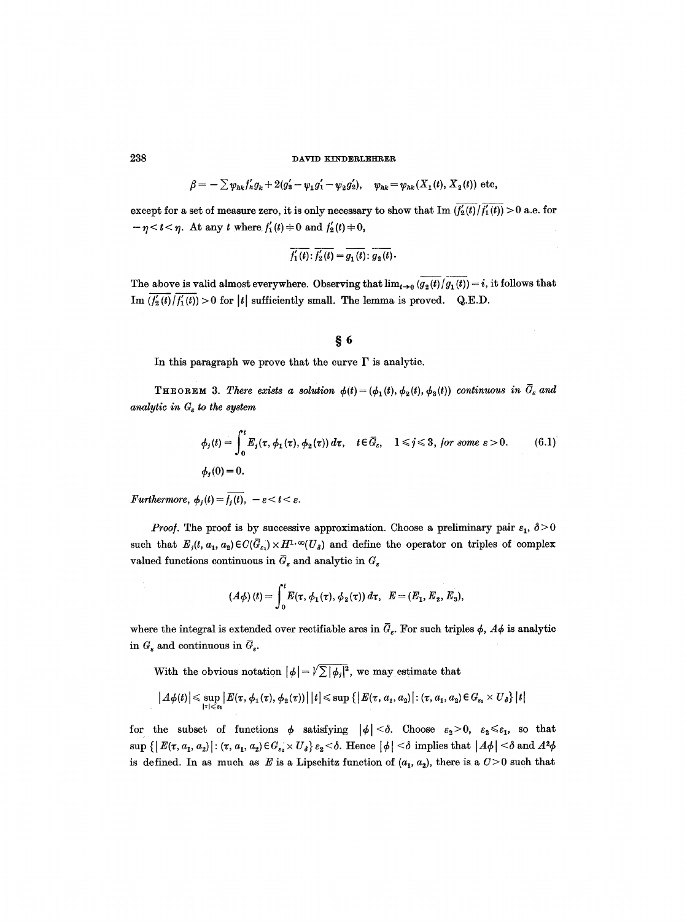$$\beta = -\sum \psi_{hk} f_h' g_k + 2(g_3' - \psi_1 g_1' - \psi_2 g_2'), \quad \psi_{hk} = \psi_{hk}(X_1(t), X_2(t)) \text{ etc},$$

except for a set of measure zero, it is only necessary to show that $\operatorname{Im} (\overline{f_2'(t)}/\overline{f_1'(t)}) > 0$ a.e. for $-\eta < t < \eta$. At any $t$ where $f_1'(t) \neq 0$ and $f_2'(t) \neq 0$,

$$\overline{f_1'(t)} : \overline{f_2'(t)} = \overline{g_1(t)} : \overline{g_2(t)}.$$

The above is valid almost everywhere. Observing that $\lim_{t\to 0} (\overline{g_2(t)}/\overline{g_1(t)}) = i$, it follows that $\operatorname{Im} (\overline{f_2'(t)}/\overline{f_1'(t)}) > 0$ for $|t|$ sufficiently small. The lemma is proved. Q.E.D.

## § 6

In this paragraph we prove that the curve $\Gamma$ is analytic.

THEOREM 3. *There exists a solution $\phi(t) = (\phi_1(t), \phi_2(t), \phi_3(t))$ continuous in $\bar{G}_\varepsilon$ and analytic in $G_\varepsilon$ to the system*

$$\phi_j(t) = \int_0^t E_j(\tau, \phi_1(\tau), \phi_2(\tau))\, d\tau, \quad t \in \bar{G}_\varepsilon, \quad 1 \leqslant j \leqslant 3, \text{ for some } \varepsilon > 0. \tag{6.1}$$

$$\phi_j(0) = 0.$$

*Furthermore, $\phi_j(t) = \overline{f_j(t)}$, $-\varepsilon < t < \varepsilon$.*

*Proof.* The proof is by successive approximation. Choose a preliminary pair $\varepsilon_1$, $\delta > 0$ such that $E_j(t, a_1, a_2) \in C(\bar{G}_{\varepsilon_1}) \times H^{1,\infty}(U_\delta)$ and define the operator on triples of complex valued functions continuous in $\bar{G}_\varepsilon$ and analytic in $G_\varepsilon$

$$(A\phi)(t) = \int_0^t E(\tau, \phi_1(\tau), \phi_2(\tau))\, d\tau, \quad E = (E_1, E_2, E_3),$$

where the integral is extended over rectifiable arcs in $\bar{G}_\varepsilon$. For such triples $\phi$, $A\phi$ is analytic in $G_\varepsilon$ and continuous in $\bar{G}_\varepsilon$.

With the obvious notation $|\phi| = \sqrt{\sum |\phi_j|^2}$, we may estimate that

$$|A\phi(t)| \leqslant \sup_{|\tau| \leqslant \varepsilon_1} |E(\tau, \phi_1(\tau), \phi_2(\tau))|\, |t| \leqslant \sup \{ |E(\tau, a_1, a_2)| : (\tau, a_1, a_2) \in G_{\varepsilon_1} \times U_\delta \} \, |t|$$

for the subset of functions $\phi$ satisfying $|\phi| < \delta$. Choose $\varepsilon_2 > 0$, $\varepsilon_2 \leqslant \varepsilon_1$, so that $\sup \{ |E(\tau, a_1, a_2)| : (\tau, a_1, a_2) \in G_{\varepsilon_2} \times U_\delta \}\, \varepsilon_2 < \delta$. Hence $|\phi| < \delta$ implies that $|A\phi| < \delta$ and $A^2\phi$ is defined. In as much as $E$ is a Lipschitz function of $(a_1, a_2)$, there is a $C > 0$ such that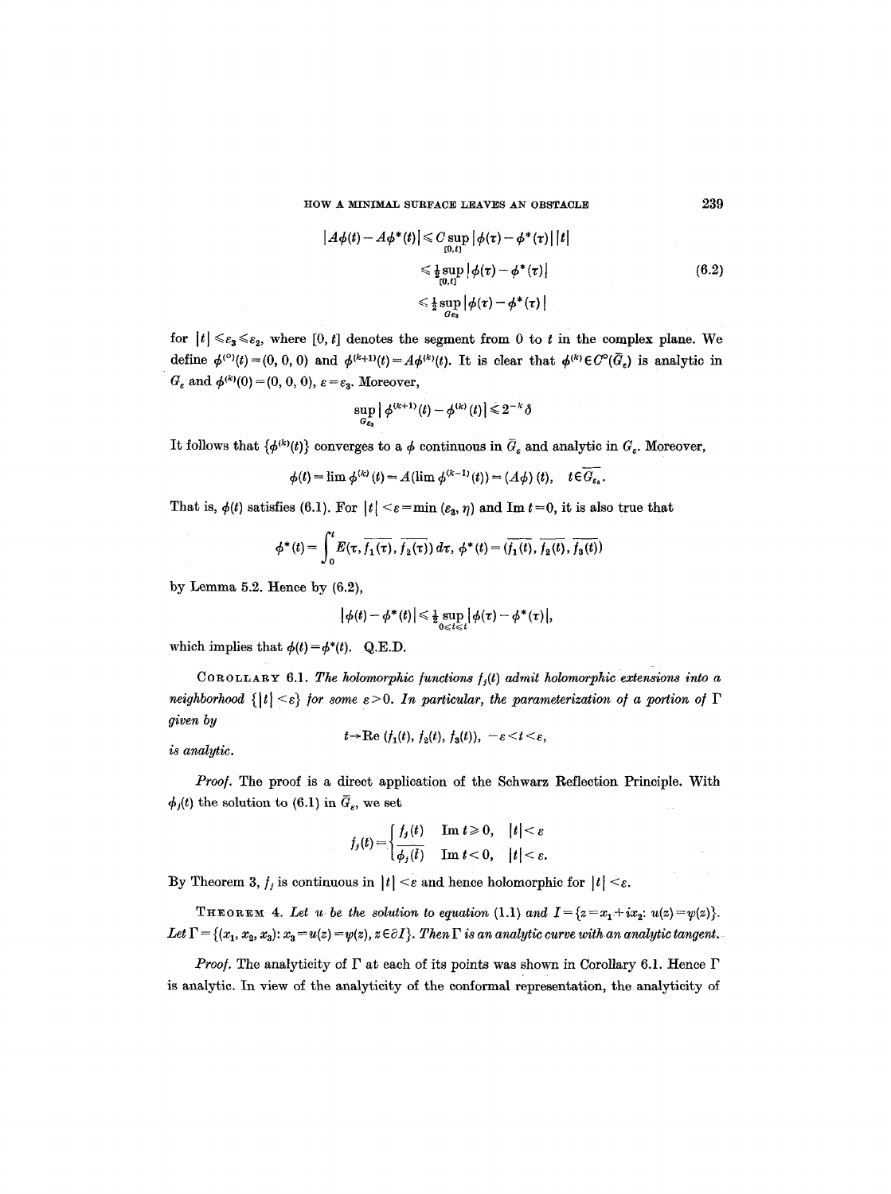$$
\begin{aligned}
|A\phi(t) - A\phi^*(t)| &\leq C \sup_{[0,t]} |\phi(\tau) - \phi^*(\tau)|\,|t| \\
&\leq \tfrac{1}{2} \sup_{[0,t]} |\phi(\tau) - \phi^*(\tau)| \\
&\leq \tfrac{1}{2} \sup_{G_{\varepsilon_3}} |\phi(\tau) - \phi^*(\tau)|
\end{aligned}
\tag{6.2}
$$

for $|t| \leq \varepsilon_3 \leq \varepsilon_2$, where $[0, t]$ denotes the segment from 0 to $t$ in the complex plane. We define $\phi^{(0)}(t) = (0, 0, 0)$ and $\phi^{(k+1)}(t) = A\phi^{(k)}(t)$. It is clear that $\phi^{(k)} \in C^0(\bar{G}_\varepsilon)$ is analytic in $G_\varepsilon$ and $\phi^{(k)}(0) = (0, 0, 0)$, $\varepsilon = \varepsilon_3$. Moreover,

$$\sup_{G_{\varepsilon_3}} |\phi^{(k+1)}(t) - \phi^{(k)}(t)| \leq 2^{-k}\delta$$

It follows that $\{\phi^{(k)}(t)\}$ converges to a $\phi$ continuous in $\bar{G}_\varepsilon$ and analytic in $G_\varepsilon$. Moreover,

$$\phi(t) = \lim \phi^{(k)}(t) = A(\lim \phi^{(k-1)}(t)) = (A\phi)(t), \quad t \in \overline{G_{\varepsilon_3}}.$$

That is, $\phi(t)$ satisfies (6.1). For $|t| < \varepsilon = \min(\varepsilon_3, \eta)$ and $\operatorname{Im} t = 0$, it is also true that

$$\phi^*(t) = \int_0^t E(\tau, \overline{f_1(\tau)}, \overline{f_2(\tau)})\, d\tau, \; \phi^*(t) = (\overline{f_1(t)}, \overline{f_2(t)}, \overline{f_3(t)})$$

by Lemma 5.2. Hence by (6.2),

$$|\phi(t) - \phi^*(t)| \leq \tfrac{1}{2} \sup_{0 \leq t \leq t} |\phi(\tau) - \phi^*(\tau)|,$$

which implies that $\phi(t) = \phi^*(t)$. Q.E.D.

COROLLARY 6.1. *The holomorphic functions $f_j(t)$ admit holomorphic extensions into a neighborhood $\{|t| < \varepsilon\}$ for some $\varepsilon > 0$. In particular, the parameterization of a portion of $\Gamma$ given by*

$$t \to \operatorname{Re}(f_1(t), f_2(t), f_3(t)), \quad -\varepsilon < t < \varepsilon,$$

*is analytic.*

*Proof.* The proof is a direct application of the Schwarz Reflection Principle. With $\phi_j(t)$ the solution to (6.1) in $\bar{G}_\varepsilon$, we set

$$f_j(t) = \begin{cases} f_j(t) & \operatorname{Im} t \geq 0, \quad |t| < \varepsilon \\ \overline{\phi_j(\bar{t})} & \operatorname{Im} t < 0, \quad |t| < \varepsilon. \end{cases}$$

By Theorem 3, $f_j$ is continuous in $|t| < \varepsilon$ and hence holomorphic for $|t| < \varepsilon$.

THEOREM 4. *Let $u$ be the solution to equation (1.1) and $I = \{z = x_1 + ix_2 : u(z) = \psi(z)\}$. Let $\Gamma = \{(x_1, x_2, x_3) : x_3 = u(z) = \psi(z), z \in \partial I\}$. Then $\Gamma$ is an analytic curve with an analytic tangent.*

*Proof.* The analyticity of $\Gamma$ at each of its points was shown in Corollary 6.1. Hence $\Gamma$ is analytic. In view of the analyticity of the conformal representation, the analyticity of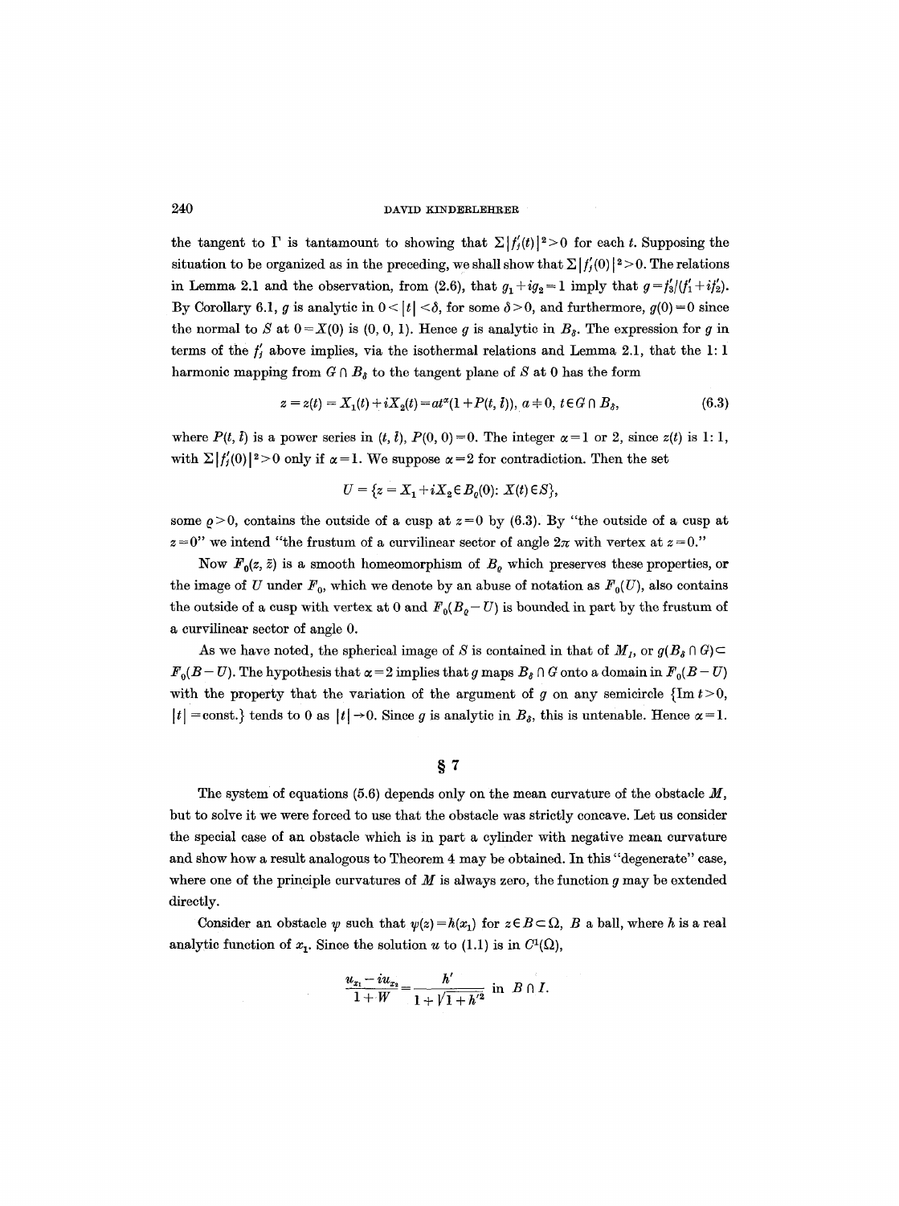the tangent to $\Gamma$ is tantamount to showing that $\Sigma|f_j'(t)|^2>0$ for each $t$. Supposing the situation to be organized as in the preceding, we shall show that $\Sigma|f_j'(0)|^2>0$. The relations in Lemma 2.1 and the observation, from (2.6), that $g_1+ig_2=1$ imply that $g=f_3'/(f_1'+if_2')$. By Corollary 6.1, $g$ is analytic in $0<|t|<\delta$, for some $\delta>0$, and furthermore, $g(0)=0$ since the normal to $S$ at $0=X(0)$ is $(0, 0, 1)$. Hence $g$ is analytic in $B_\delta$. The expression for $g$ in terms of the $f_j'$ above implies, via the isothermal relations and Lemma 2.1, that the 1: 1 harmonic mapping from $G\cap B_\delta$ to the tangent plane of $S$ at 0 has the form

$$z=z(t)=X_1(t)+iX_2(t)=at^\alpha(1+P(t,\bar t)),\ a\neq 0,\ t\in G\cap B_\delta, \tag{6.3}$$

where $P(t,\bar t)$ is a power series in $(t,\bar t)$, $P(0,0)=0$. The integer $\alpha=1$ or 2, since $z(t)$ is 1: 1, with $\Sigma|f_j'(0)|^2>0$ only if $\alpha=1$. We suppose $\alpha=2$ for contradiction. Then the set

$$U=\{z=X_1+iX_2\in B_\varrho(0)\colon X(t)\in S\},$$

some $\varrho>0$, contains the outside of a cusp at $z=0$ by (6.3). By "the outside of a cusp at $z=0$" we intend "the frustum of a curvilinear sector of angle $2\pi$ with vertex at $z=0$."

Now $F_0(z,\bar z)$ is a smooth homeomorphism of $B_\varrho$ which preserves these properties, or the image of $U$ under $F_0$, which we denote by an abuse of notation as $F_0(U)$, also contains the outside of a cusp with vertex at 0 and $F_0(B_\varrho-U)$ is bounded in part by the frustum of a curvilinear sector of angle 0.

As we have noted, the spherical image of $S$ is contained in that of $M_I$, or $g(B_\delta\cap G)\subset F_0(B-U)$. The hypothesis that $\alpha=2$ implies that $g$ maps $B_\delta\cap G$ onto a domain in $F_0(B-U)$ with the property that the variation of the argument of $g$ on any semicircle $\{\operatorname{Im} t>0, |t|=\text{const.}\}$ tends to 0 as $|t|\to 0$. Since $g$ is analytic in $B_\delta$, this is untenable. Hence $\alpha=1$.

## § 7

The system of equations (5.6) depends only on the mean curvature of the obstacle $M$, but to solve it we were forced to use that the obstacle was strictly concave. Let us consider the special case of an obstacle which is in part a cylinder with negative mean curvature and show how a result analogous to Theorem 4 may be obtained. In this "degenerate" case, where one of the principle curvatures of $M$ is always zero, the function $g$ may be extended directly.

Consider an obstacle $\psi$ such that $\psi(z)=h(x_1)$ for $z\in B\subset\Omega$, $B$ a ball, where $h$ is a real analytic function of $x_1$. Since the solution $u$ to (1.1) is in $C^1(\Omega)$,

$$\frac{u_{x_1}-iu_{x_2}}{1+W}=\frac{h'}{1+\sqrt{1+h'^2}}\ \text{ in } B\cap I.$$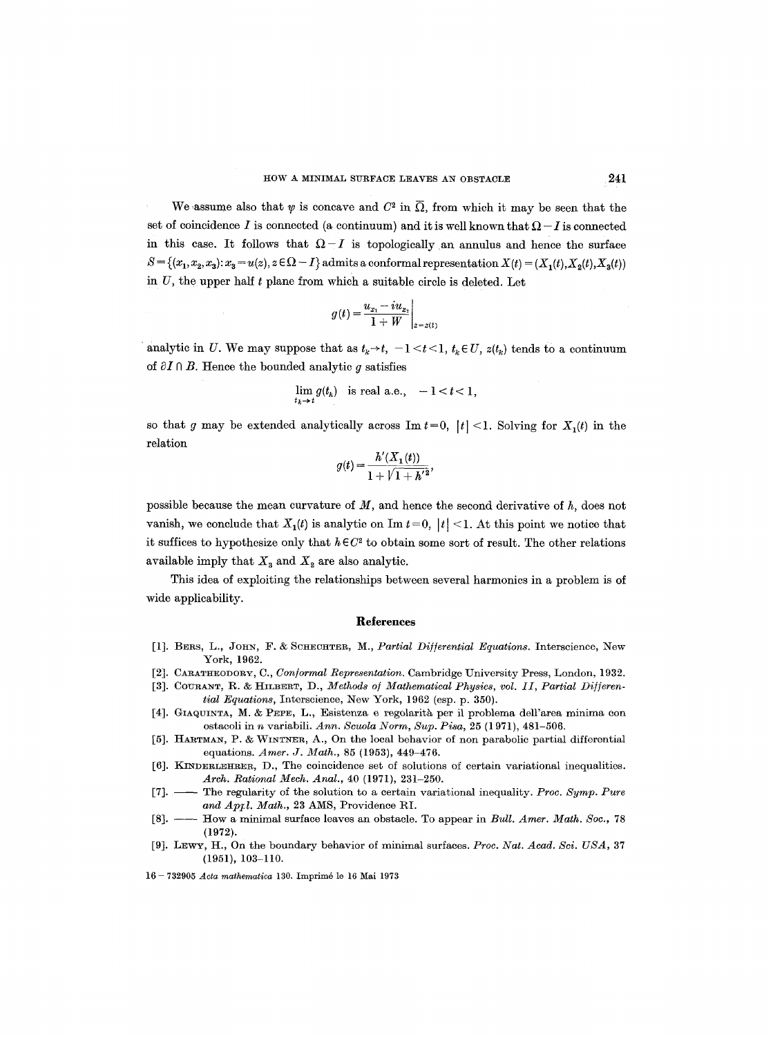We assume also that $\psi$ is concave and $C^2$ in $\bar{\Omega}$, from which it may be seen that the set of coincidence $I$ is connected (a continuum) and it is well known that $\Omega - I$ is connected in this case. It follows that $\Omega - I$ is topologically an annulus and hence the surface $S = \{(x_1, x_2, x_3): x_3 = u(z), z \in \Omega - I\}$ admits a conformal representation $X(t) = (X_1(t), X_2(t), X_3(t))$ in $U$, the upper half $t$ plane from which a suitable circle is deleted. Let

$$g(t) = \left. \frac{u_{x_1} - iu_{x_2}}{1 + W} \right|_{z = z(t)}$$

analytic in $U$. We may suppose that as $t_k \to t$, $-1 < t < 1$, $t_k \in U$, $z(t_k)$ tends to a continuum of $\partial I \cap B$. Hence the bounded analytic $g$ satisfies

$$\lim_{t_k \to t} g(t_k) \quad \text{is real a.e.,} \quad -1 < t < 1,$$

so that $g$ may be extended analytically across $\operatorname{Im} t = 0$, $|t| < 1$. Solving for $X_1(t)$ in the relation

$$g(t) = \frac{h'(X_1(t))}{1 + \sqrt{1 + h'^2}},$$

possible because the mean curvature of $M$, and hence the second derivative of $h$, does not vanish, we conclude that $X_1(t)$ is analytic on $\operatorname{Im} t = 0$, $|t| < 1$. At this point we notice that it suffices to hypothesize only that $h \in C^2$ to obtain some sort of result. The other relations available imply that $X_3$ and $X_2$ are also analytic.

This idea of exploiting the relationships between several harmonics in a problem is of wide applicability.

## References

[1]. Bers, L., John, F. & Schechter, M., *Partial Differential Equations*. Interscience, New York, 1962.

[2]. Caratheodory, C., *Conformal Representation*. Cambridge University Press, London, 1932.

[3]. Courant, R. & Hilbert, D., *Methods of Mathematical Physics, vol. II, Partial Differential Equations*, Interscience, New York, 1962 (esp. p. 350).

[4]. Giaquinta, M. & Pepe, L., Esistenza e regolarità per il problema dell'area minima con ostacoli in $n$ variabili. *Ann. Scuola Norm, Sup. Pisa*, 25 (1971), 481–506.

[5]. Hartman, P. & Wintner, A., On the local behavior of non parabolic partial differential equations. *Amer. J. Math.*, 85 (1953), 449–476.

[6]. Kinderlehrer, D., The coincidence set of solutions of certain variational inequalities. *Arch. Rational Mech. Anal.*, 40 (1971), 231–250.

[7]. —— The regularity of the solution to a certain variational inequality. *Proc. Symp. Pure and Appl. Math.*, 23 AMS, Providence RI.

[8]. —— How a minimal surface leaves an obstacle. To appear in *Bull. Amer. Math. Soc.*, 78 (1972).

[9]. Lewy, H., On the boundary behavior of minimal surfaces. *Proc. Nat. Acad. Sci. USA*, 37 (1951), 103–110.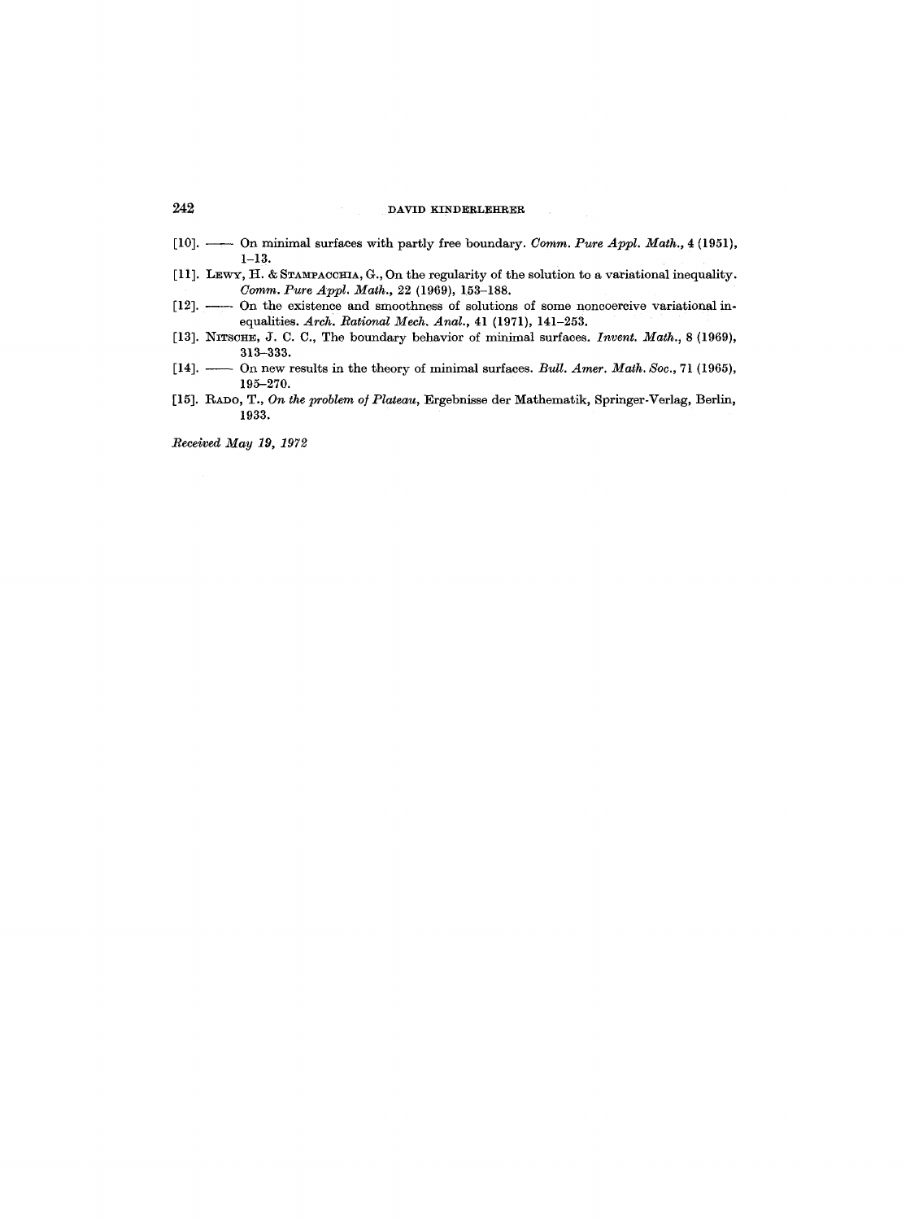[10]. —— On minimal surfaces with partly free boundary. *Comm. Pure Appl. Math.*, 4 (1951), 1–13.

[11]. LEWY, H. & STAMPACCHIA, G., On the regularity of the solution to a variational inequality. *Comm. Pure Appl. Math.*, 22 (1969), 153–188.

[12]. —— On the existence and smoothness of solutions of some noncoercive variational inequalities. *Arch. Rational Mech. Anal.*, 41 (1971), 141–253.

[13]. NITSCHE, J. C. C., The boundary behavior of minimal surfaces. *Invent. Math.*, 8 (1969), 313–333.

[14]. —— On new results in the theory of minimal surfaces. *Bull. Amer. Math. Soc.*, 71 (1965), 195–270.

[15]. RADO, T., *On the problem of Plateau*, Ergebnisse der Mathematik, Springer-Verlag, Berlin, 1933.

*Received May 19, 1972*